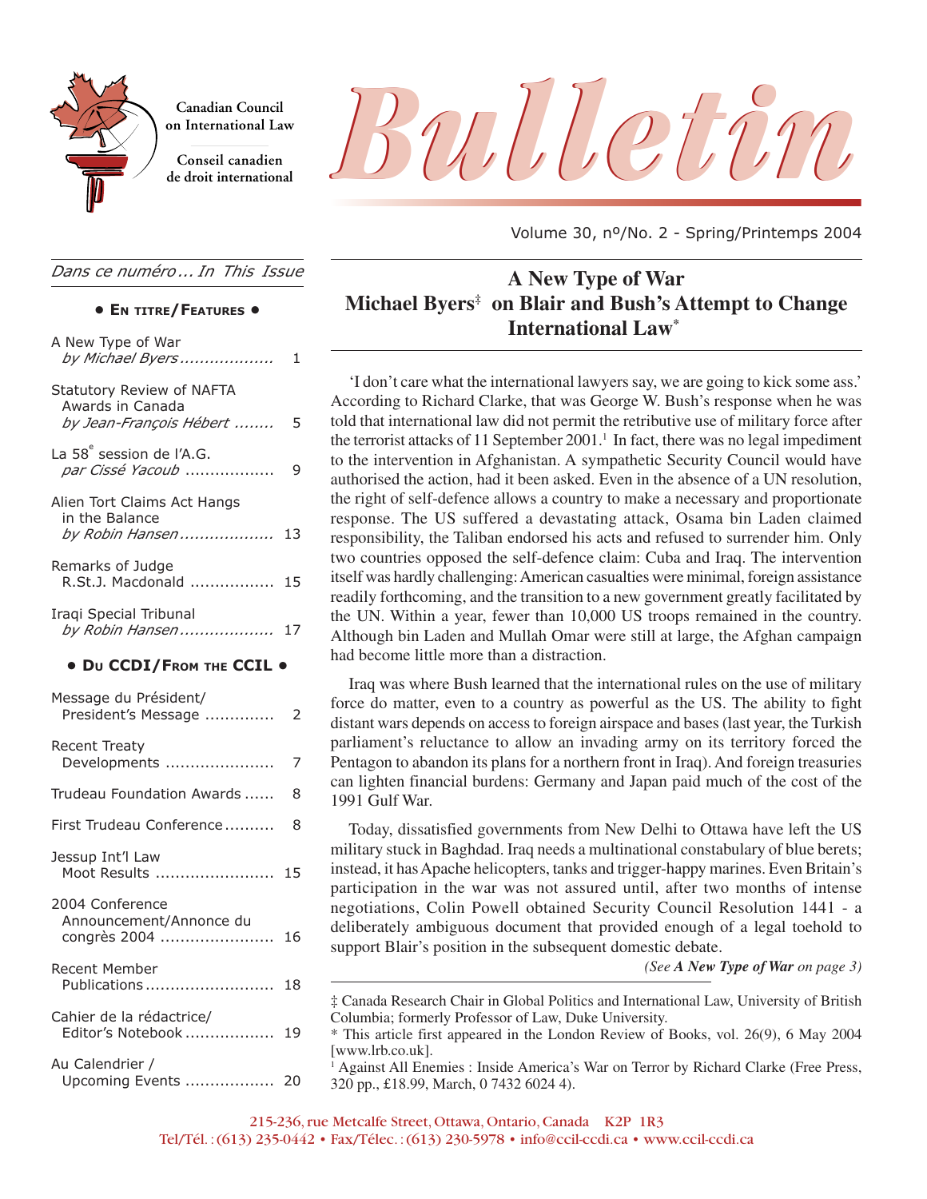Canadian Council on International Law

Conseil canadien de droit international

# Bulletin

Volume 30, nº/No. 2 - Spring/Printemps 2004

*Dans ce numéro ... In This Issue*

**• En titre/Features •**

- A New Type of War *by Michael Byers* ..... 1
- Statutory Review of NAFTA Awards in Canada *by Jean-François Hébert* ..... 5
- La 58e session de l'A.G. *par Cissé Yacoub* ..... 9
- Alien Tort Claims Act Hangs in the Balance *by Robin Hansen* ..... 13
- Remarks of Judge R.St.J. Macdonald ..... 15
- Iraqi Special Tribunal *by Robin Hansen* ..... 17

**• Du CCDI/From the CCIL •**

- Message du Président/ President's Message ..... 2
- Recent Treaty Developments ..... 7
- Trudeau Foundation Awards ..... 8
- First Trudeau Conference ..... 8
- Jessup Int'l Law Moot Results ..... 15
- 2004 Conference Announcement/Annonce du congrès 2004 ..... 16
- Recent Member Publications ..... 18
- Cahier de la rédactrice/ Editor's Notebook ..... 19
- Au Calendrier / Upcoming Events ..... 20

## A New Type of War
## Michael Byers‡ on Blair and Bush's Attempt to Change International Law*

'I don't care what the international lawyers say, we are going to kick some ass.' According to Richard Clarke, that was George W. Bush's response when he was told that international law did not permit the retributive use of military force after the terrorist attacks of 11 September 2001.[1] In fact, there was no legal impediment to the intervention in Afghanistan. A sympathetic Security Council would have authorised the action, had it been asked. Even in the absence of a UN resolution, the right of self-defence allows a country to make a necessary and proportionate response. The US suffered a devastating attack, Osama bin Laden claimed responsibility, the Taliban endorsed his acts and refused to surrender him. Only two countries opposed the self-defence claim: Cuba and Iraq. The intervention itself was hardly challenging: American casualties were minimal, foreign assistance readily forthcoming, and the transition to a new government greatly facilitated by the UN. Within a year, fewer than 10,000 US troops remained in the country. Although bin Laden and Mullah Omar were still at large, the Afghan campaign had become little more than a distraction.

Iraq was where Bush learned that the international rules on the use of military force do matter, even to a country as powerful as the US. The ability to fight distant wars depends on access to foreign airspace and bases (last year, the Turkish parliament's reluctance to allow an invading army on its territory forced the Pentagon to abandon its plans for a northern front in Iraq). And foreign treasuries can lighten financial burdens: Germany and Japan paid much of the cost of the 1991 Gulf War.

Today, dissatisfied governments from New Delhi to Ottawa have left the US military stuck in Baghdad. Iraq needs a multinational constabulary of blue berets; instead, it has Apache helicopters, tanks and trigger-happy marines. Even Britain's participation in the war was not assured until, after two months of intense negotiations, Colin Powell obtained Security Council Resolution 1441 - a deliberately ambiguous document that provided enough of a legal toehold to support Blair's position in the subsequent domestic debate.

*(See **A New Type of War** on page 3)*

‡ Canada Research Chair in Global Politics and International Law, University of British Columbia; formerly Professor of Law, Duke University.

\* This article first appeared in the London Review of Books, vol. 26(9), 6 May 2004 [www.lrb.co.uk].

[1] Against All Enemies : Inside America's War on Terror by Richard Clarke (Free Press, 320 pp., £18.99, March, 0 7432 6024 4).

215-236, rue Metcalfe Street, Ottawa, Ontario, Canada K2P 1R3
Tel/Tél. : (613) 235-0442 • Fax/Télec. : (613) 230-5978 • info@ccil-ccdi.ca • www.ccil-ccdi.ca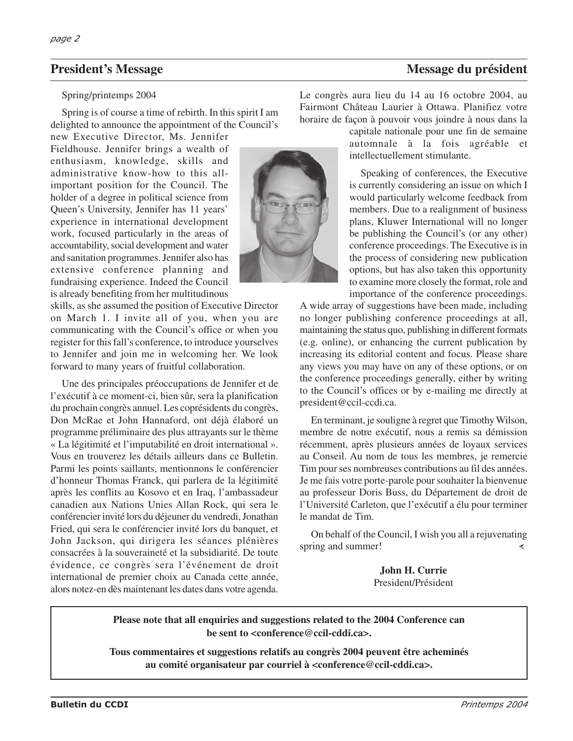## President's Message / Message du président

Spring/printemps 2004

Spring is of course a time of rebirth. In this spirit I am delighted to announce the appointment of the Council's new Executive Director, Ms. Jennifer Fieldhouse. Jennifer brings a wealth of enthusiasm, knowledge, skills and administrative know-how to this all-important position for the Council. The holder of a degree in political science from Queen's University, Jennifer has 11 years' experience in international development work, focused particularly in the areas of accountability, social development and water and sanitation programmes. Jennifer also has extensive conference planning and fundraising experience. Indeed the Council is already benefiting from her multitudinous skills, as she assumed the position of Executive Director on March 1. I invite all of you, when you are communicating with the Council's office or when you register for this fall's conference, to introduce yourselves to Jennifer and join me in welcoming her. We look forward to many years of fruitful collaboration.

Une des principales préoccupations de Jennifer et de l'exécutif à ce moment-ci, bien sûr, sera la planification du prochain congrès annuel. Les coprésidents du congrès, Don McRae et John Hannaford, ont déjà élaboré un programme préliminaire des plus attrayants sur le thème « La légitimité et l'imputabilité en droit international ». Vous en trouverez les détails ailleurs dans ce Bulletin. Parmi les points saillants, mentionnons le conférencier d'honneur Thomas Franck, qui parlera de la légitimité après les conflits au Kosovo et en Iraq, l'ambassadeur canadien aux Nations Unies Allan Rock, qui sera le conférencier invité lors du déjeuner du vendredi, Jonathan Fried, qui sera le conférencier invité lors du banquet, et John Jackson, qui dirigera les séances plénières consacrées à la souveraineté et la subsidiarité. De toute évidence, ce congrès sera l'événement de droit international de premier choix au Canada cette année, alors notez-en dès maintenant les dates dans votre agenda. Le congrès aura lieu du 14 au 16 octobre 2004, au Fairmont Château Laurier à Ottawa. Planifiez votre horaire de façon à pouvoir vous joindre à nous dans la capitale nationale pour une fin de semaine automnale à la fois agréable et intellectuellement stimulante.

Speaking of conferences, the Executive is currently considering an issue on which I would particularly welcome feedback from members. Due to a realignment of business plans, Kluwer International will no longer be publishing the Council's (or any other) conference proceedings. The Executive is in the process of considering new publication options, but has also taken this opportunity to examine more closely the format, role and importance of the conference proceedings. A wide array of suggestions have been made, including no longer publishing conference proceedings at all, maintaining the status quo, publishing in different formats (e.g. online), or enhancing the current publication by increasing its editorial content and focus. Please share any views you may have on any of these options, or on the conference proceedings generally, either by writing to the Council's offices or by e-mailing me directly at president@ccil-ccdi.ca.

En terminant, je souligne à regret que Timothy Wilson, membre de notre exécutif, nous a remis sa démission récemment, après plusieurs années de loyaux services au Conseil. Au nom de tous les membres, je remercie Tim pour ses nombreuses contributions au fil des années. Je me fais votre porte-parole pour souhaiter la bienvenue au professeur Doris Buss, du Département de droit de l'Université Carleton, que l'exécutif a élu pour terminer le mandat de Tim.

On behalf of the Council, I wish you all a rejuvenating spring and summer!

**John H. Currie**
President/Président

---

**Please note that all enquiries and suggestions related to the 2004 Conference can be sent to <conference@ccil-cddi.ca>.**

**Tous commentaires et suggestions relatifs au congrès 2004 peuvent être acheminés au comité organisateur par courriel à <conference@ccil-cddi.ca>.**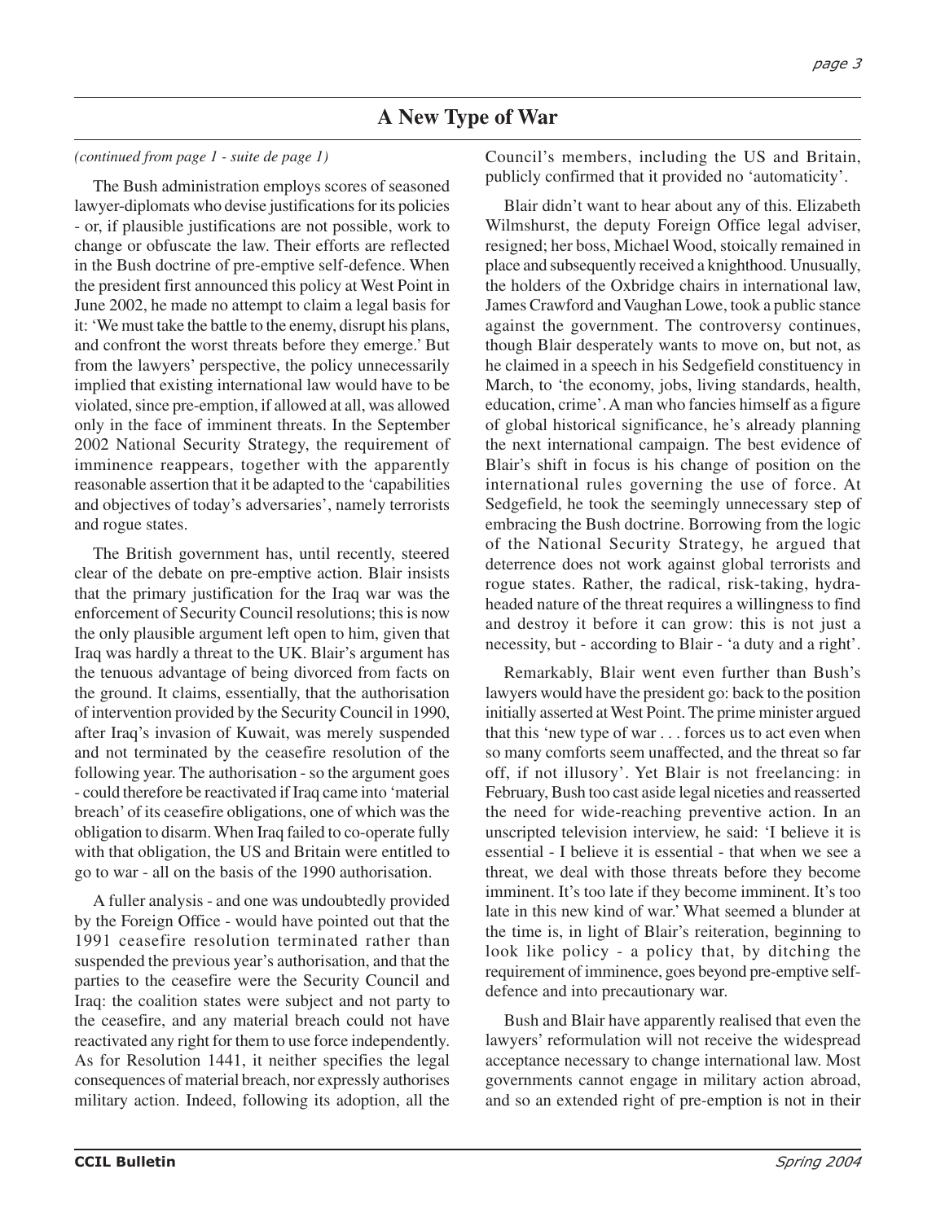## A New Type of War

*(continued from page 1 - suite de page 1)*

The Bush administration employs scores of seasoned lawyer-diplomats who devise justifications for its policies - or, if plausible justifications are not possible, work to change or obfuscate the law. Their efforts are reflected in the Bush doctrine of pre-emptive self-defence. When the president first announced this policy at West Point in June 2002, he made no attempt to claim a legal basis for it: 'We must take the battle to the enemy, disrupt his plans, and confront the worst threats before they emerge.' But from the lawyers' perspective, the policy unnecessarily implied that existing international law would have to be violated, since pre-emption, if allowed at all, was allowed only in the face of imminent threats. In the September 2002 National Security Strategy, the requirement of imminence reappears, together with the apparently reasonable assertion that it be adapted to the 'capabilities and objectives of today's adversaries', namely terrorists and rogue states.

The British government has, until recently, steered clear of the debate on pre-emptive action. Blair insists that the primary justification for the Iraq war was the enforcement of Security Council resolutions; this is now the only plausible argument left open to him, given that Iraq was hardly a threat to the UK. Blair's argument has the tenuous advantage of being divorced from facts on the ground. It claims, essentially, that the authorisation of intervention provided by the Security Council in 1990, after Iraq's invasion of Kuwait, was merely suspended and not terminated by the ceasefire resolution of the following year. The authorisation - so the argument goes - could therefore be reactivated if Iraq came into 'material breach' of its ceasefire obligations, one of which was the obligation to disarm. When Iraq failed to co-operate fully with that obligation, the US and Britain were entitled to go to war - all on the basis of the 1990 authorisation.

A fuller analysis - and one was undoubtedly provided by the Foreign Office - would have pointed out that the 1991 ceasefire resolution terminated rather than suspended the previous year's authorisation, and that the parties to the ceasefire were the Security Council and Iraq: the coalition states were subject and not party to the ceasefire, and any material breach could not have reactivated any right for them to use force independently. As for Resolution 1441, it neither specifies the legal consequences of material breach, nor expressly authorises military action. Indeed, following its adoption, all the Council's members, including the US and Britain, publicly confirmed that it provided no 'automaticity'.

Blair didn't want to hear about any of this. Elizabeth Wilmshurst, the deputy Foreign Office legal adviser, resigned; her boss, Michael Wood, stoically remained in place and subsequently received a knighthood. Unusually, the holders of the Oxbridge chairs in international law, James Crawford and Vaughan Lowe, took a public stance against the government. The controversy continues, though Blair desperately wants to move on, but not, as he claimed in a speech in his Sedgefield constituency in March, to 'the economy, jobs, living standards, health, education, crime'. A man who fancies himself as a figure of global historical significance, he's already planning the next international campaign. The best evidence of Blair's shift in focus is his change of position on the international rules governing the use of force. At Sedgefield, he took the seemingly unnecessary step of embracing the Bush doctrine. Borrowing from the logic of the National Security Strategy, he argued that deterrence does not work against global terrorists and rogue states. Rather, the radical, risk-taking, hydra-headed nature of the threat requires a willingness to find and destroy it before it can grow: this is not just a necessity, but - according to Blair - 'a duty and a right'.

Remarkably, Blair went even further than Bush's lawyers would have the president go: back to the position initially asserted at West Point. The prime minister argued that this 'new type of war . . . forces us to act even when so many comforts seem unaffected, and the threat so far off, if not illusory'. Yet Blair is not freelancing: in February, Bush too cast aside legal niceties and reasserted the need for wide-reaching preventive action. In an unscripted television interview, he said: 'I believe it is essential - I believe it is essential - that when we see a threat, we deal with those threats before they become imminent. It's too late if they become imminent. It's too late in this new kind of war.' What seemed a blunder at the time is, in light of Blair's reiteration, beginning to look like policy - a policy that, by ditching the requirement of imminence, goes beyond pre-emptive self-defence and into precautionary war.

Bush and Blair have apparently realised that even the lawyers' reformulation will not receive the widespread acceptance necessary to change international law. Most governments cannot engage in military action abroad, and so an extended right of pre-emption is not in their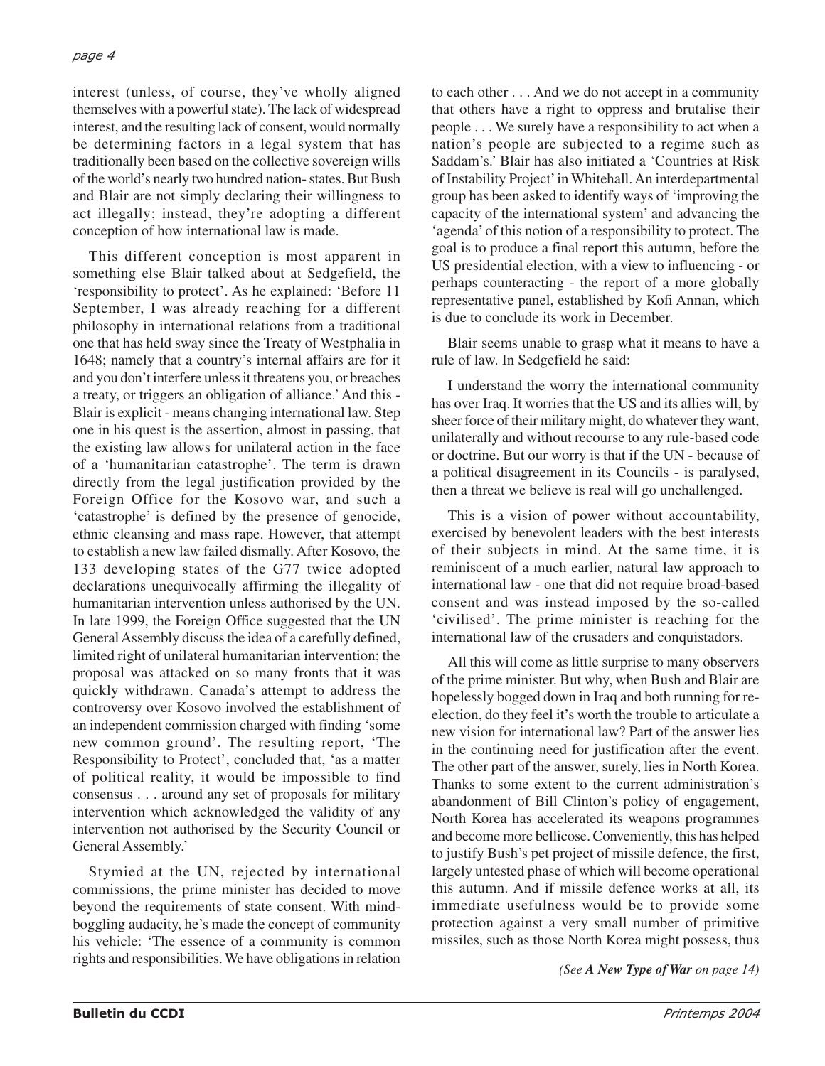interest (unless, of course, they've wholly aligned themselves with a powerful state). The lack of widespread interest, and the resulting lack of consent, would normally be determining factors in a legal system that has traditionally been based on the collective sovereign wills of the world's nearly two hundred nation- states. But Bush and Blair are not simply declaring their willingness to act illegally; instead, they're adopting a different conception of how international law is made.

This different conception is most apparent in something else Blair talked about at Sedgefield, the 'responsibility to protect'. As he explained: 'Before 11 September, I was already reaching for a different philosophy in international relations from a traditional one that has held sway since the Treaty of Westphalia in 1648; namely that a country's internal affairs are for it and you don't interfere unless it threatens you, or breaches a treaty, or triggers an obligation of alliance.' And this - Blair is explicit - means changing international law. Step one in his quest is the assertion, almost in passing, that the existing law allows for unilateral action in the face of a 'humanitarian catastrophe'. The term is drawn directly from the legal justification provided by the Foreign Office for the Kosovo war, and such a 'catastrophe' is defined by the presence of genocide, ethnic cleansing and mass rape. However, that attempt to establish a new law failed dismally. After Kosovo, the 133 developing states of the G77 twice adopted declarations unequivocally affirming the illegality of humanitarian intervention unless authorised by the UN. In late 1999, the Foreign Office suggested that the UN General Assembly discuss the idea of a carefully defined, limited right of unilateral humanitarian intervention; the proposal was attacked on so many fronts that it was quickly withdrawn. Canada's attempt to address the controversy over Kosovo involved the establishment of an independent commission charged with finding 'some new common ground'. The resulting report, 'The Responsibility to Protect', concluded that, 'as a matter of political reality, it would be impossible to find consensus . . . around any set of proposals for military intervention which acknowledged the validity of any intervention not authorised by the Security Council or General Assembly.'

Stymied at the UN, rejected by international commissions, the prime minister has decided to move beyond the requirements of state consent. With mind-boggling audacity, he's made the concept of community his vehicle: 'The essence of a community is common rights and responsibilities. We have obligations in relation to each other . . . And we do not accept in a community that others have a right to oppress and brutalise their people . . . We surely have a responsibility to act when a nation's people are subjected to a regime such as Saddam's.' Blair has also initiated a 'Countries at Risk of Instability Project' in Whitehall. An interdepartmental group has been asked to identify ways of 'improving the capacity of the international system' and advancing the 'agenda' of this notion of a responsibility to protect. The goal is to produce a final report this autumn, before the US presidential election, with a view to influencing - or perhaps counteracting - the report of a more globally representative panel, established by Kofi Annan, which is due to conclude its work in December.

Blair seems unable to grasp what it means to have a rule of law. In Sedgefield he said:

I understand the worry the international community has over Iraq. It worries that the US and its allies will, by sheer force of their military might, do whatever they want, unilaterally and without recourse to any rule-based code or doctrine. But our worry is that if the UN - because of a political disagreement in its Councils - is paralysed, then a threat we believe is real will go unchallenged.

This is a vision of power without accountability, exercised by benevolent leaders with the best interests of their subjects in mind. At the same time, it is reminiscent of a much earlier, natural law approach to international law - one that did not require broad-based consent and was instead imposed by the so-called 'civilised'. The prime minister is reaching for the international law of the crusaders and conquistadors.

All this will come as little surprise to many observers of the prime minister. But why, when Bush and Blair are hopelessly bogged down in Iraq and both running for re-election, do they feel it's worth the trouble to articulate a new vision for international law? Part of the answer lies in the continuing need for justification after the event. The other part of the answer, surely, lies in North Korea. Thanks to some extent to the current administration's abandonment of Bill Clinton's policy of engagement, North Korea has accelerated its weapons programmes and become more bellicose. Conveniently, this has helped to justify Bush's pet project of missile defence, the first, largely untested phase of which will become operational this autumn. And if missile defence works at all, its immediate usefulness would be to provide some protection against a very small number of primitive missiles, such as those North Korea might possess, thus

*(See **A New Type of War** on page 14)*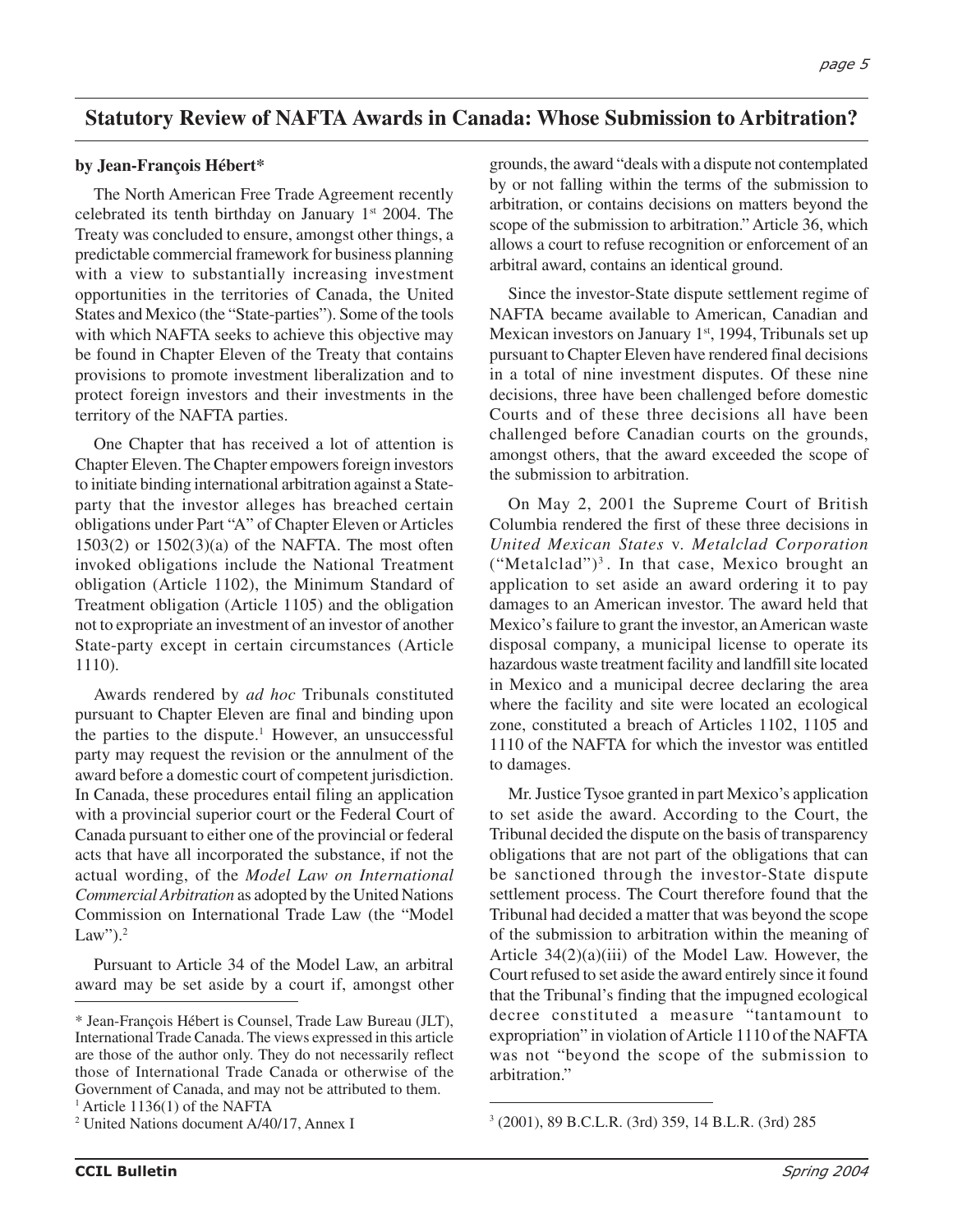## Statutory Review of NAFTA Awards in Canada: Whose Submission to Arbitration?

**by Jean-François Hébert***

The North American Free Trade Agreement recently celebrated its tenth birthday on January 1st 2004. The Treaty was concluded to ensure, amongst other things, a predictable commercial framework for business planning with a view to substantially increasing investment opportunities in the territories of Canada, the United States and Mexico (the "State-parties"). Some of the tools with which NAFTA seeks to achieve this objective may be found in Chapter Eleven of the Treaty that contains provisions to promote investment liberalization and to protect foreign investors and their investments in the territory of the NAFTA parties.

One Chapter that has received a lot of attention is Chapter Eleven. The Chapter empowers foreign investors to initiate binding international arbitration against a State-party that the investor alleges has breached certain obligations under Part "A" of Chapter Eleven or Articles 1503(2) or 1502(3)(a) of the NAFTA. The most often invoked obligations include the National Treatment obligation (Article 1102), the Minimum Standard of Treatment obligation (Article 1105) and the obligation not to expropriate an investment of an investor of another State-party except in certain circumstances (Article 1110).

Awards rendered by *ad hoc* Tribunals constituted pursuant to Chapter Eleven are final and binding upon the parties to the dispute.[1] However, an unsuccessful party may request the revision or the annulment of the award before a domestic court of competent jurisdiction. In Canada, these procedures entail filing an application with a provincial superior court or the Federal Court of Canada pursuant to either one of the provincial or federal acts that have all incorporated the substance, if not the actual wording, of the *Model Law on International Commercial Arbitration* as adopted by the United Nations Commission on International Trade Law (the "Model Law").[2]

Pursuant to Article 34 of the Model Law, an arbitral award may be set aside by a court if, amongst other grounds, the award "deals with a dispute not contemplated by or not falling within the terms of the submission to arbitration, or contains decisions on matters beyond the scope of the submission to arbitration." Article 36, which allows a court to refuse recognition or enforcement of an arbitral award, contains an identical ground.

Since the investor-State dispute settlement regime of NAFTA became available to American, Canadian and Mexican investors on January 1st, 1994, Tribunals set up pursuant to Chapter Eleven have rendered final decisions in a total of nine investment disputes. Of these nine decisions, three have been challenged before domestic Courts and of these three decisions all have been challenged before Canadian courts on the grounds, amongst others, that the award exceeded the scope of the submission to arbitration.

On May 2, 2001 the Supreme Court of British Columbia rendered the first of these three decisions in *United Mexican States* v. *Metalclad Corporation* ("Metalclad")[3]. In that case, Mexico brought an application to set aside an award ordering it to pay damages to an American investor. The award held that Mexico's failure to grant the investor, an American waste disposal company, a municipal license to operate its hazardous waste treatment facility and landfill site located in Mexico and a municipal decree declaring the area where the facility and site were located an ecological zone, constituted a breach of Articles 1102, 1105 and 1110 of the NAFTA for which the investor was entitled to damages.

Mr. Justice Tysoe granted in part Mexico's application to set aside the award. According to the Court, the Tribunal decided the dispute on the basis of transparency obligations that are not part of the obligations that can be sanctioned through the investor-State dispute settlement process. The Court therefore found that the Tribunal had decided a matter that was beyond the scope of the submission to arbitration within the meaning of Article 34(2)(a)(iii) of the Model Law. However, the Court refused to set aside the award entirely since it found that the Tribunal's finding that the impugned ecological decree constituted a measure "tantamount to expropriation" in violation of Article 1110 of the NAFTA was not "beyond the scope of the submission to arbitration."

---

\* Jean-François Hébert is Counsel, Trade Law Bureau (JLT), International Trade Canada. The views expressed in this article are those of the author only. They do not necessarily reflect those of International Trade Canada or otherwise of the Government of Canada, and may not be attributed to them.

[1] Article 1136(1) of the NAFTA

[2] United Nations document A/40/17, Annex I

[3] (2001), 89 B.C.L.R. (3rd) 359, 14 B.L.R. (3rd) 285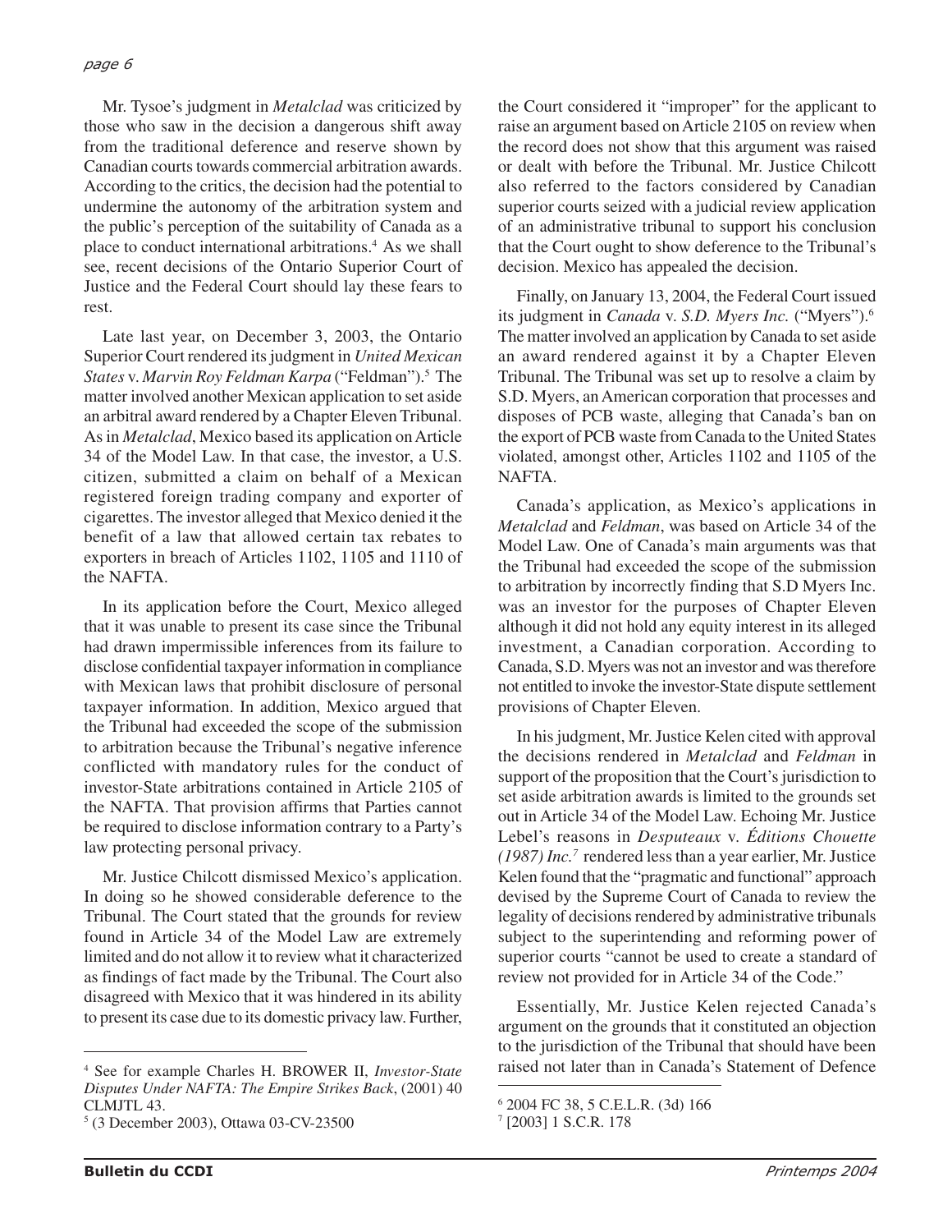Mr. Tysoe's judgment in *Metalclad* was criticized by those who saw in the decision a dangerous shift away from the traditional deference and reserve shown by Canadian courts towards commercial arbitration awards. According to the critics, the decision had the potential to undermine the autonomy of the arbitration system and the public's perception of the suitability of Canada as a place to conduct international arbitrations.[4] As we shall see, recent decisions of the Ontario Superior Court of Justice and the Federal Court should lay these fears to rest.

Late last year, on December 3, 2003, the Ontario Superior Court rendered its judgment in *United Mexican States* v. *Marvin Roy Feldman Karpa* ("Feldman").[5] The matter involved another Mexican application to set aside an arbitral award rendered by a Chapter Eleven Tribunal. As in *Metalclad*, Mexico based its application on Article 34 of the Model Law. In that case, the investor, a U.S. citizen, submitted a claim on behalf of a Mexican registered foreign trading company and exporter of cigarettes. The investor alleged that Mexico denied it the benefit of a law that allowed certain tax rebates to exporters in breach of Articles 1102, 1105 and 1110 of the NAFTA.

In its application before the Court, Mexico alleged that it was unable to present its case since the Tribunal had drawn impermissible inferences from its failure to disclose confidential taxpayer information in compliance with Mexican laws that prohibit disclosure of personal taxpayer information. In addition, Mexico argued that the Tribunal had exceeded the scope of the submission to arbitration because the Tribunal's negative inference conflicted with mandatory rules for the conduct of investor-State arbitrations contained in Article 2105 of the NAFTA. That provision affirms that Parties cannot be required to disclose information contrary to a Party's law protecting personal privacy.

Mr. Justice Chilcott dismissed Mexico's application. In doing so he showed considerable deference to the Tribunal. The Court stated that the grounds for review found in Article 34 of the Model Law are extremely limited and do not allow it to review what it characterized as findings of fact made by the Tribunal. The Court also disagreed with Mexico that it was hindered in its ability to present its case due to its domestic privacy law. Further, the Court considered it "improper" for the applicant to raise an argument based on Article 2105 on review when the record does not show that this argument was raised or dealt with before the Tribunal. Mr. Justice Chilcott also referred to the factors considered by Canadian superior courts seized with a judicial review application of an administrative tribunal to support his conclusion that the Court ought to show deference to the Tribunal's decision. Mexico has appealed the decision.

Finally, on January 13, 2004, the Federal Court issued its judgment in *Canada* v. *S.D. Myers Inc.* ("Myers").[6] The matter involved an application by Canada to set aside an award rendered against it by a Chapter Eleven Tribunal. The Tribunal was set up to resolve a claim by S.D. Myers, an American corporation that processes and disposes of PCB waste, alleging that Canada's ban on the export of PCB waste from Canada to the United States violated, amongst other, Articles 1102 and 1105 of the NAFTA.

Canada's application, as Mexico's applications in *Metalclad* and *Feldman*, was based on Article 34 of the Model Law. One of Canada's main arguments was that the Tribunal had exceeded the scope of the submission to arbitration by incorrectly finding that S.D Myers Inc. was an investor for the purposes of Chapter Eleven although it did not hold any equity interest in its alleged investment, a Canadian corporation. According to Canada, S.D. Myers was not an investor and was therefore not entitled to invoke the investor-State dispute settlement provisions of Chapter Eleven.

In his judgment, Mr. Justice Kelen cited with approval the decisions rendered in *Metalclad* and *Feldman* in support of the proposition that the Court's jurisdiction to set aside arbitration awards is limited to the grounds set out in Article 34 of the Model Law. Echoing Mr. Justice Lebel's reasons in *Desputeaux* v. *Éditions Chouette (1987) Inc.*[7] rendered less than a year earlier, Mr. Justice Kelen found that the "pragmatic and functional" approach devised by the Supreme Court of Canada to review the legality of decisions rendered by administrative tribunals subject to the superintending and reforming power of superior courts "cannot be used to create a standard of review not provided for in Article 34 of the Code."

Essentially, Mr. Justice Kelen rejected Canada's argument on the grounds that it constituted an objection to the jurisdiction of the Tribunal that should have been raised not later than in Canada's Statement of Defence

---

[4] See for example Charles H. BROWER II, *Investor-State Disputes Under NAFTA: The Empire Strikes Back*, (2001) 40 CLMJTL 43.

[5] (3 December 2003), Ottawa 03-CV-23500

[6] 2004 FC 38, 5 C.E.L.R. (3d) 166

[7] [2003] 1 S.C.R. 178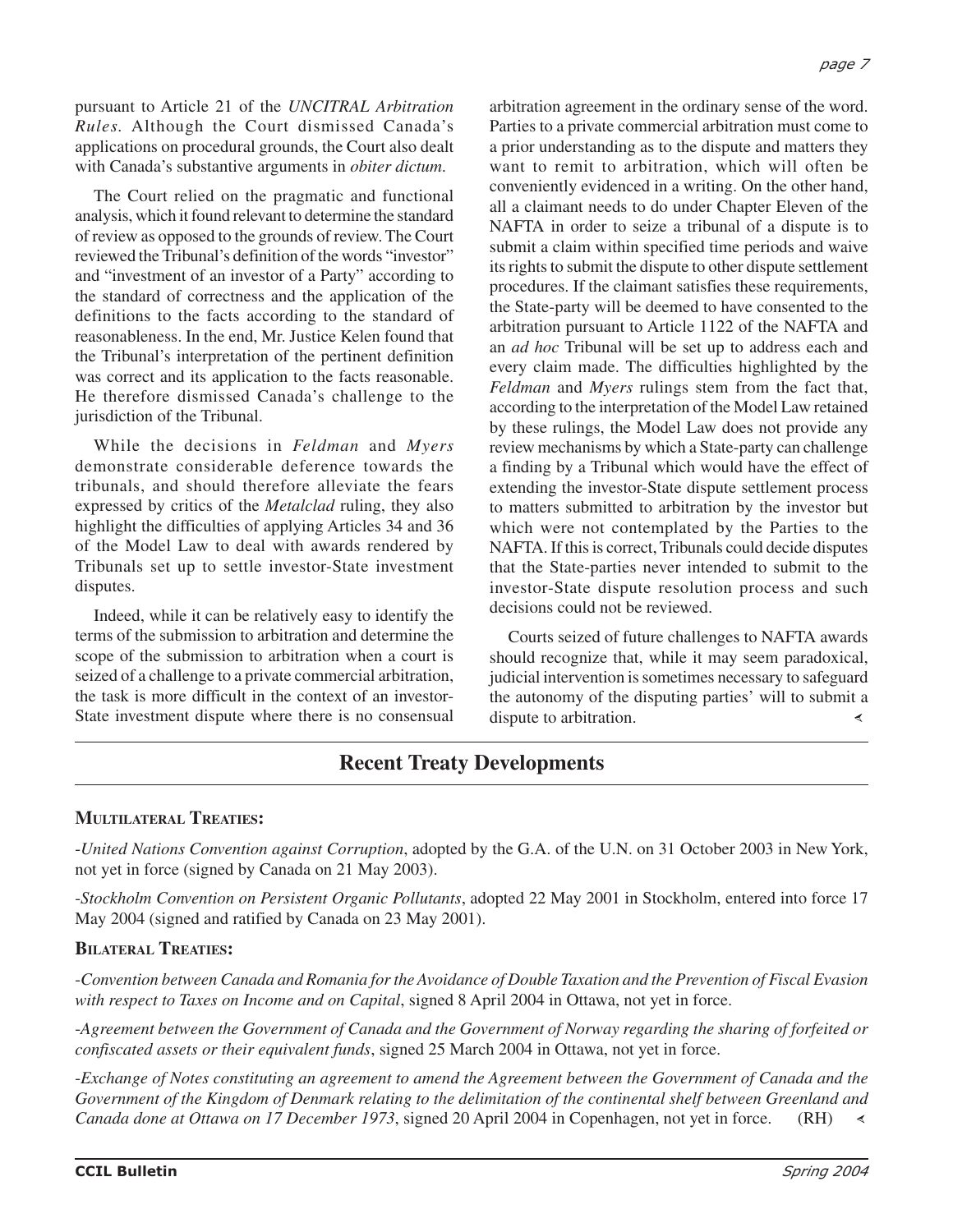pursuant to Article 21 of the *UNCITRAL Arbitration Rules*. Although the Court dismissed Canada's applications on procedural grounds, the Court also dealt with Canada's substantive arguments in *obiter dictum.*

The Court relied on the pragmatic and functional analysis, which it found relevant to determine the standard of review as opposed to the grounds of review. The Court reviewed the Tribunal's definition of the words "investor" and "investment of an investor of a Party" according to the standard of correctness and the application of the definitions to the facts according to the standard of reasonableness. In the end, Mr. Justice Kelen found that the Tribunal's interpretation of the pertinent definition was correct and its application to the facts reasonable. He therefore dismissed Canada's challenge to the jurisdiction of the Tribunal.

While the decisions in *Feldman* and *Myers* demonstrate considerable deference towards the tribunals, and should therefore alleviate the fears expressed by critics of the *Metalclad* ruling, they also highlight the difficulties of applying Articles 34 and 36 of the Model Law to deal with awards rendered by Tribunals set up to settle investor-State investment disputes.

Indeed, while it can be relatively easy to identify the terms of the submission to arbitration and determine the scope of the submission to arbitration when a court is seized of a challenge to a private commercial arbitration, the task is more difficult in the context of an investor-State investment dispute where there is no consensual arbitration agreement in the ordinary sense of the word. Parties to a private commercial arbitration must come to a prior understanding as to the dispute and matters they want to remit to arbitration, which will often be conveniently evidenced in a writing. On the other hand, all a claimant needs to do under Chapter Eleven of the NAFTA in order to seize a tribunal of a dispute is to submit a claim within specified time periods and waive its rights to submit the dispute to other dispute settlement procedures. If the claimant satisfies these requirements, the State-party will be deemed to have consented to the arbitration pursuant to Article 1122 of the NAFTA and an *ad hoc* Tribunal will be set up to address each and every claim made. The difficulties highlighted by the *Feldman* and *Myers* rulings stem from the fact that, according to the interpretation of the Model Law retained by these rulings, the Model Law does not provide any review mechanisms by which a State-party can challenge a finding by a Tribunal which would have the effect of extending the investor-State dispute settlement process to matters submitted to arbitration by the investor but which were not contemplated by the Parties to the NAFTA. If this is correct, Tribunals could decide disputes that the State-parties never intended to submit to the investor-State dispute resolution process and such decisions could not be reviewed.

Courts seized of future challenges to NAFTA awards should recognize that, while it may seem paradoxical, judicial intervention is sometimes necessary to safeguard the autonomy of the disputing parties' will to submit a dispute to arbitration.

## Recent Treaty Developments

### MULTILATERAL TREATIES:

-*United Nations Convention against Corruption*, adopted by the G.A. of the U.N. on 31 October 2003 in New York, not yet in force (signed by Canada on 21 May 2003).

-*Stockholm Convention on Persistent Organic Pollutants*, adopted 22 May 2001 in Stockholm, entered into force 17 May 2004 (signed and ratified by Canada on 23 May 2001).

### BILATERAL TREATIES:

-*Convention between Canada and Romania for the Avoidance of Double Taxation and the Prevention of Fiscal Evasion with respect to Taxes on Income and on Capital*, signed 8 April 2004 in Ottawa, not yet in force.

-*Agreement between the Government of Canada and the Government of Norway regarding the sharing of forfeited or confiscated assets or their equivalent funds*, signed 25 March 2004 in Ottawa, not yet in force.

-*Exchange of Notes constituting an agreement to amend the Agreement between the Government of Canada and the Government of the Kingdom of Denmark relating to the delimitation of the continental shelf between Greenland and Canada done at Ottawa on 17 December 1973*, signed 20 April 2004 in Copenhagen, not yet in force. (RH)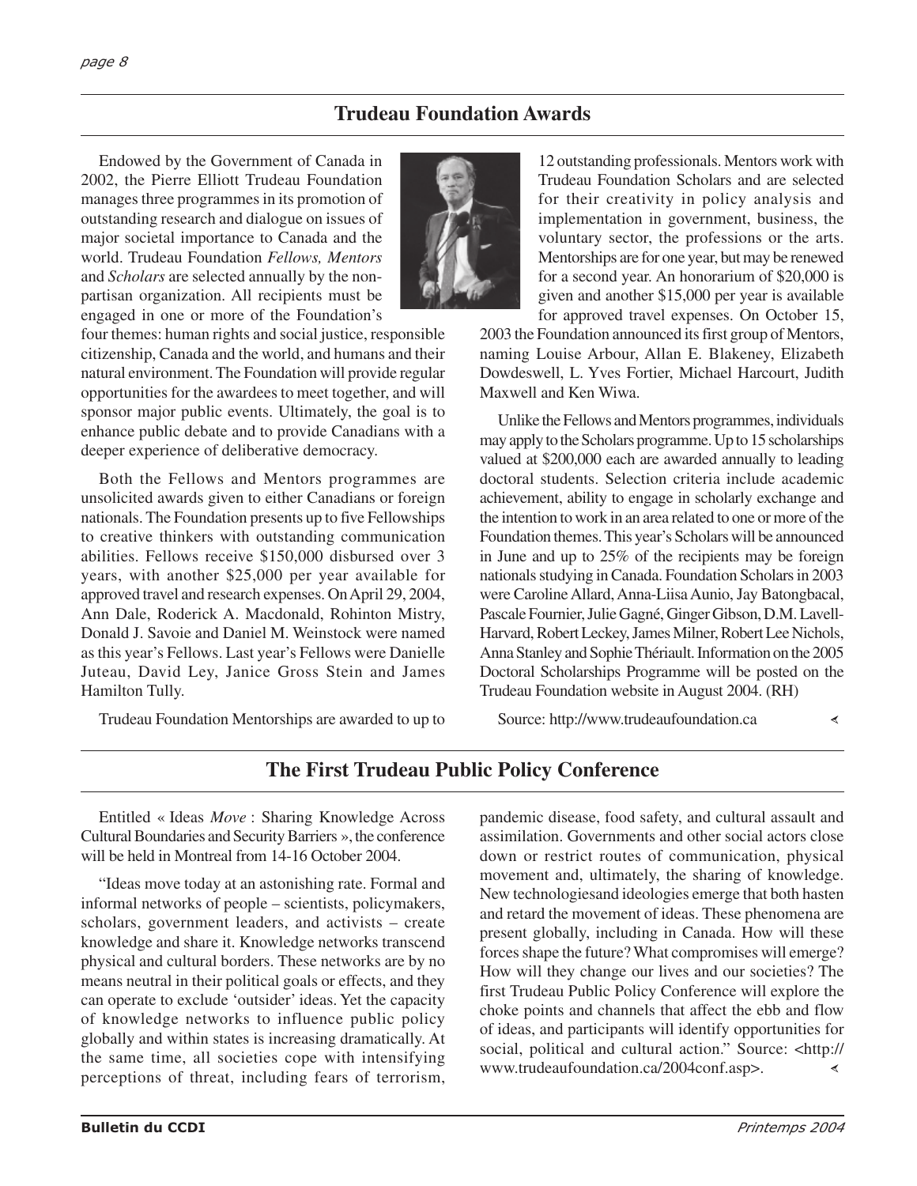## Trudeau Foundation Awards

Endowed by the Government of Canada in 2002, the Pierre Elliott Trudeau Foundation manages three programmes in its promotion of outstanding research and dialogue on issues of major societal importance to Canada and the world. Trudeau Foundation *Fellows, Mentors* and *Scholars* are selected annually by the non-partisan organization. All recipients must be engaged in one or more of the Foundation's four themes: human rights and social justice, responsible citizenship, Canada and the world, and humans and their natural environment. The Foundation will provide regular opportunities for the awardees to meet together, and will sponsor major public events. Ultimately, the goal is to enhance public debate and to provide Canadians with a deeper experience of deliberative democracy.

Both the Fellows and Mentors programmes are unsolicited awards given to either Canadians or foreign nationals. The Foundation presents up to five Fellowships to creative thinkers with outstanding communication abilities. Fellows receive $150,000 disbursed over 3 years, with another $25,000 per year available for approved travel and research expenses. On April 29, 2004, Ann Dale, Roderick A. Macdonald, Rohinton Mistry, Donald J. Savoie and Daniel M. Weinstock were named as this year's Fellows. Last year's Fellows were Danielle Juteau, David Ley, Janice Gross Stein and James Hamilton Tully.

Trudeau Foundation Mentorships are awarded to up to 12 outstanding professionals. Mentors work with Trudeau Foundation Scholars and are selected for their creativity in policy analysis and implementation in government, business, the voluntary sector, the professions or the arts. Mentorships are for one year, but may be renewed for a second year. An honorarium of $20,000 is given and another $15,000 per year is available for approved travel expenses. On October 15, 2003 the Foundation announced its first group of Mentors, naming Louise Arbour, Allan E. Blakeney, Elizabeth Dowdeswell, L. Yves Fortier, Michael Harcourt, Judith Maxwell and Ken Wiwa.

Unlike the Fellows and Mentors programmes, individuals may apply to the Scholars programme. Up to 15 scholarships valued at $200,000 each are awarded annually to leading doctoral students. Selection criteria include academic achievement, ability to engage in scholarly exchange and the intention to work in an area related to one or more of the Foundation themes. This year's Scholars will be announced in June and up to 25% of the recipients may be foreign nationals studying in Canada. Foundation Scholars in 2003 were Caroline Allard, Anna-Liisa Aunio, Jay Batongbacal, Pascale Fournier, Julie Gagné, Ginger Gibson, D.M. Lavell-Harvard, Robert Leckey, James Milner, Robert Lee Nichols, Anna Stanley and Sophie Thériault. Information on the 2005 Doctoral Scholarships Programme will be posted on the Trudeau Foundation website in August 2004. (RH)

Source: http://www.trudeaufoundation.ca

## The First Trudeau Public Policy Conference

Entitled « Ideas *Move* : Sharing Knowledge Across Cultural Boundaries and Security Barriers », the conference will be held in Montreal from 14-16 October 2004.

"Ideas move today at an astonishing rate. Formal and informal networks of people – scientists, policymakers, scholars, government leaders, and activists – create knowledge and share it. Knowledge networks transcend physical and cultural borders. These networks are by no means neutral in their political goals or effects, and they can operate to exclude 'outsider' ideas. Yet the capacity of knowledge networks to influence public policy globally and within states is increasing dramatically. At the same time, all societies cope with intensifying perceptions of threat, including fears of terrorism, pandemic disease, food safety, and cultural assault and assimilation. Governments and other social actors close down or restrict routes of communication, physical movement and, ultimately, the sharing of knowledge. New technologiesand ideologies emerge that both hasten and retard the movement of ideas. These phenomena are present globally, including in Canada. How will these forces shape the future? What compromises will emerge? How will they change our lives and our societies? The first Trudeau Public Policy Conference will explore the choke points and channels that affect the ebb and flow of ideas, and participants will identify opportunities for social, political and cultural action." Source: <http://www.trudeaufoundation.ca/2004conf.asp>.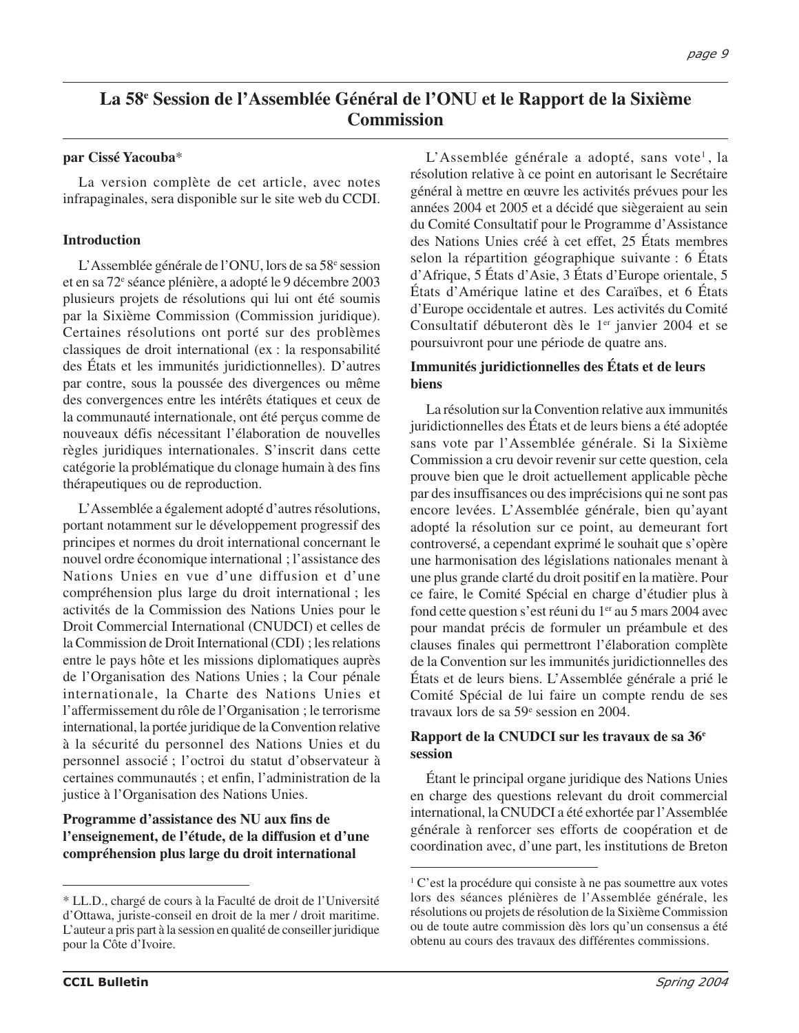# La 58e Session de l'Assemblée Général de l'ONU et le Rapport de la Sixième Commission

**par Cissé Yacouba***

La version complète de cet article, avec notes infrapaginales, sera disponible sur le site web du CCDI.

**Introduction**

L'Assemblée générale de l'ONU, lors de sa 58e session et en sa 72e séance plénière, a adopté le 9 décembre 2003 plusieurs projets de résolutions qui lui ont été soumis par la Sixième Commission (Commission juridique). Certaines résolutions ont porté sur des problèmes classiques de droit international (ex : la responsabilité des États et les immunités juridictionnelles). D'autres par contre, sous la poussée des divergences ou même des convergences entre les intérêts étatiques et ceux de la communauté internationale, ont été perçus comme de nouveaux défis nécessitant l'élaboration de nouvelles règles juridiques internationales. S'inscrit dans cette catégorie la problématique du clonage humain à des fins thérapeutiques ou de reproduction.

L'Assemblée a également adopté d'autres résolutions, portant notamment sur le développement progressif des principes et normes du droit international concernant le nouvel ordre économique international ; l'assistance des Nations Unies en vue d'une diffusion et d'une compréhension plus large du droit international ; les activités de la Commission des Nations Unies pour le Droit Commercial International (CNUDCI) et celles de la Commission de Droit International (CDI) ; les relations entre le pays hôte et les missions diplomatiques auprès de l'Organisation des Nations Unies ; la Cour pénale internationale, la Charte des Nations Unies et l'affermissement du rôle de l'Organisation ; le terrorisme international, la portée juridique de la Convention relative à la sécurité du personnel des Nations Unies et du personnel associé ; l'octroi du statut d'observateur à certaines communautés ; et enfin, l'administration de la justice à l'Organisation des Nations Unies.

**Programme d'assistance des NU aux fins de l'enseignement, de l'étude, de la diffusion et d'une compréhension plus large du droit international**

L'Assemblée générale a adopté, sans vote[1], la résolution relative à ce point en autorisant le Secrétaire général à mettre en œuvre les activités prévues pour les années 2004 et 2005 et a décidé que siègeraient au sein du Comité Consultatif pour le Programme d'Assistance des Nations Unies créé à cet effet, 25 États membres selon la répartition géographique suivante : 6 États d'Afrique, 5 États d'Asie, 3 États d'Europe orientale, 5 États d'Amérique latine et des Caraïbes, et 6 États d'Europe occidentale et autres. Les activités du Comité Consultatif débuteront dès le 1er janvier 2004 et se poursuivront pour une période de quatre ans.

**Immunités juridictionnelles des États et de leurs biens**

La résolution sur la Convention relative aux immunités juridictionnelles des États et de leurs biens a été adoptée sans vote par l'Assemblée générale. Si la Sixième Commission a cru devoir revenir sur cette question, cela prouve bien que le droit actuellement applicable pèche par des insuffisances ou des imprécisions qui ne sont pas encore levées. L'Assemblée générale, bien qu'ayant adopté la résolution sur ce point, au demeurant fort controversé, a cependant exprimé le souhait que s'opère une harmonisation des législations nationales menant à une plus grande clarté du droit positif en la matière. Pour ce faire, le Comité Spécial en charge d'étudier plus à fond cette question s'est réuni du 1er au 5 mars 2004 avec pour mandat précis de formuler un préambule et des clauses finales qui permettront l'élaboration complète de la Convention sur les immunités juridictionnelles des États et de leurs biens. L'Assemblée générale a prié le Comité Spécial de lui faire un compte rendu de ses travaux lors de sa 59e session en 2004.

**Rapport de la CNUDCI sur les travaux de sa 36e session**

Étant le principal organe juridique des Nations Unies en charge des questions relevant du droit commercial international, la CNUDCI a été exhortée par l'Assemblée générale à renforcer ses efforts de coopération et de coordination avec, d'une part, les institutions de Breton

---

* LL.D., chargé de cours à la Faculté de droit de l'Université d'Ottawa, juriste-conseil en droit de la mer / droit maritime. L'auteur a pris part à la session en qualité de conseiller juridique pour la Côte d'Ivoire.

[1] C'est la procédure qui consiste à ne pas soumettre aux votes lors des séances plénières de l'Assemblée générale, les résolutions ou projets de résolution de la Sixième Commission ou de toute autre commission dès lors qu'un consensus a été obtenu au cours des travaux des différentes commissions.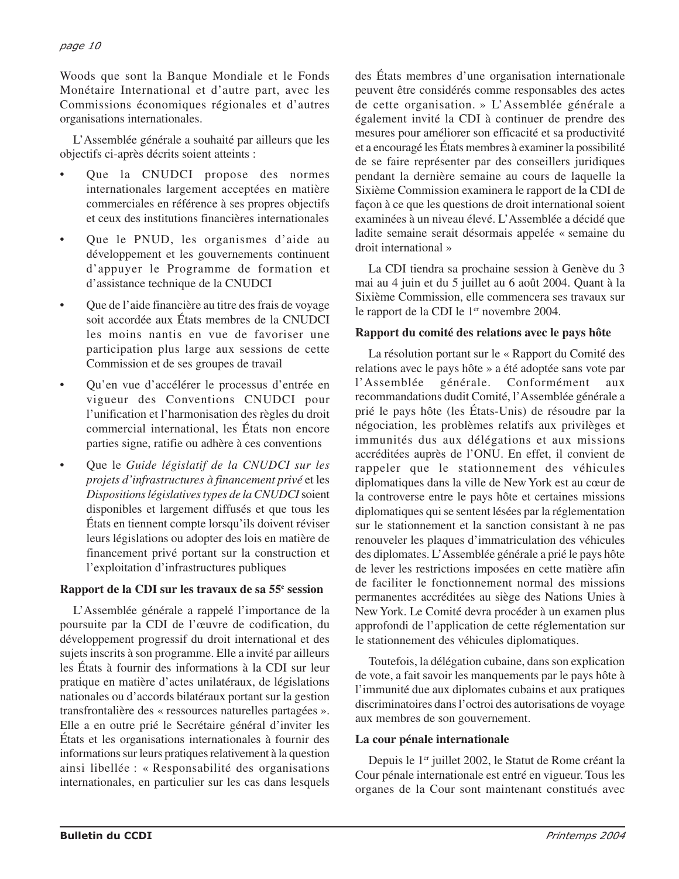Woods que sont la Banque Mondiale et le Fonds Monétaire International et d'autre part, avec les Commissions économiques régionales et d'autres organisations internationales.

L'Assemblée générale a souhaité par ailleurs que les objectifs ci-après décrits soient atteints :

- Que la CNUDCI propose des normes internationales largement acceptées en matière commerciales en référence à ses propres objectifs et ceux des institutions financières internationales
- Que le PNUD, les organismes d'aide au développement et les gouvernements continuent d'appuyer le Programme de formation et d'assistance technique de la CNUDCI
- Que de l'aide financière au titre des frais de voyage soit accordée aux États membres de la CNUDCI les moins nantis en vue de favoriser une participation plus large aux sessions de cette Commission et de ses groupes de travail
- Qu'en vue d'accélérer le processus d'entrée en vigueur des Conventions CNUDCI pour l'unification et l'harmonisation des règles du droit commercial international, les États non encore parties signe, ratifie ou adhère à ces conventions
- Que le *Guide législatif de la CNUDCI sur les projets d'infrastructures à financement privé* et les *Dispositions législatives types de la CNUDCI* soient disponibles et largement diffusés et que tous les États en tiennent compte lorsqu'ils doivent réviser leurs législations ou adopter des lois en matière de financement privé portant sur la construction et l'exploitation d'infrastructures publiques

**Rapport de la CDI sur les travaux de sa 55e session**

L'Assemblée générale a rappelé l'importance de la poursuite par la CDI de l'œuvre de codification, du développement progressif du droit international et des sujets inscrits à son programme. Elle a invité par ailleurs les États à fournir des informations à la CDI sur leur pratique en matière d'actes unilatéraux, de législations nationales ou d'accords bilatéraux portant sur la gestion transfrontalière des « ressources naturelles partagées ». Elle a en outre prié le Secrétaire général d'inviter les États et les organisations internationales à fournir des informations sur leurs pratiques relativement à la question ainsi libellée : « Responsabilité des organisations internationales, en particulier sur les cas dans lesquels des États membres d'une organisation internationale peuvent être considérés comme responsables des actes de cette organisation. » L'Assemblée générale a également invité la CDI à continuer de prendre des mesures pour améliorer son efficacité et sa productivité et a encouragé les États membres à examiner la possibilité de se faire représenter par des conseillers juridiques pendant la dernière semaine au cours de laquelle la Sixième Commission examinera le rapport de la CDI de façon à ce que les questions de droit international soient examinées à un niveau élevé. L'Assemblée a décidé que ladite semaine serait désormais appelée « semaine du droit international »

La CDI tiendra sa prochaine session à Genève du 3 mai au 4 juin et du 5 juillet au 6 août 2004. Quant à la Sixième Commission, elle commencera ses travaux sur le rapport de la CDI le 1er novembre 2004.

**Rapport du comité des relations avec le pays hôte**

La résolution portant sur le « Rapport du Comité des relations avec le pays hôte » a été adoptée sans vote par l'Assemblée générale. Conformément aux recommandations dudit Comité, l'Assemblée générale a prié le pays hôte (les États-Unis) de résoudre par la négociation, les problèmes relatifs aux privilèges et immunités dus aux délégations et aux missions accréditées auprès de l'ONU. En effet, il convient de rappeler que le stationnement des véhicules diplomatiques dans la ville de New York est au cœur de la controverse entre le pays hôte et certaines missions diplomatiques qui se sentent lésées par la réglementation sur le stationnement et la sanction consistant à ne pas renouveler les plaques d'immatriculation des véhicules des diplomates. L'Assemblée générale a prié le pays hôte de lever les restrictions imposées en cette matière afin de faciliter le fonctionnement normal des missions permanentes accréditées au siège des Nations Unies à New York. Le Comité devra procéder à un examen plus approfondi de l'application de cette réglementation sur le stationnement des véhicules diplomatiques.

Toutefois, la délégation cubaine, dans son explication de vote, a fait savoir les manquements par le pays hôte à l'immunité due aux diplomates cubains et aux pratiques discriminatoires dans l'octroi des autorisations de voyage aux membres de son gouvernement.

**La cour pénale internationale**

Depuis le 1er juillet 2002, le Statut de Rome créant la Cour pénale internationale est entré en vigueur. Tous les organes de la Cour sont maintenant constitués avec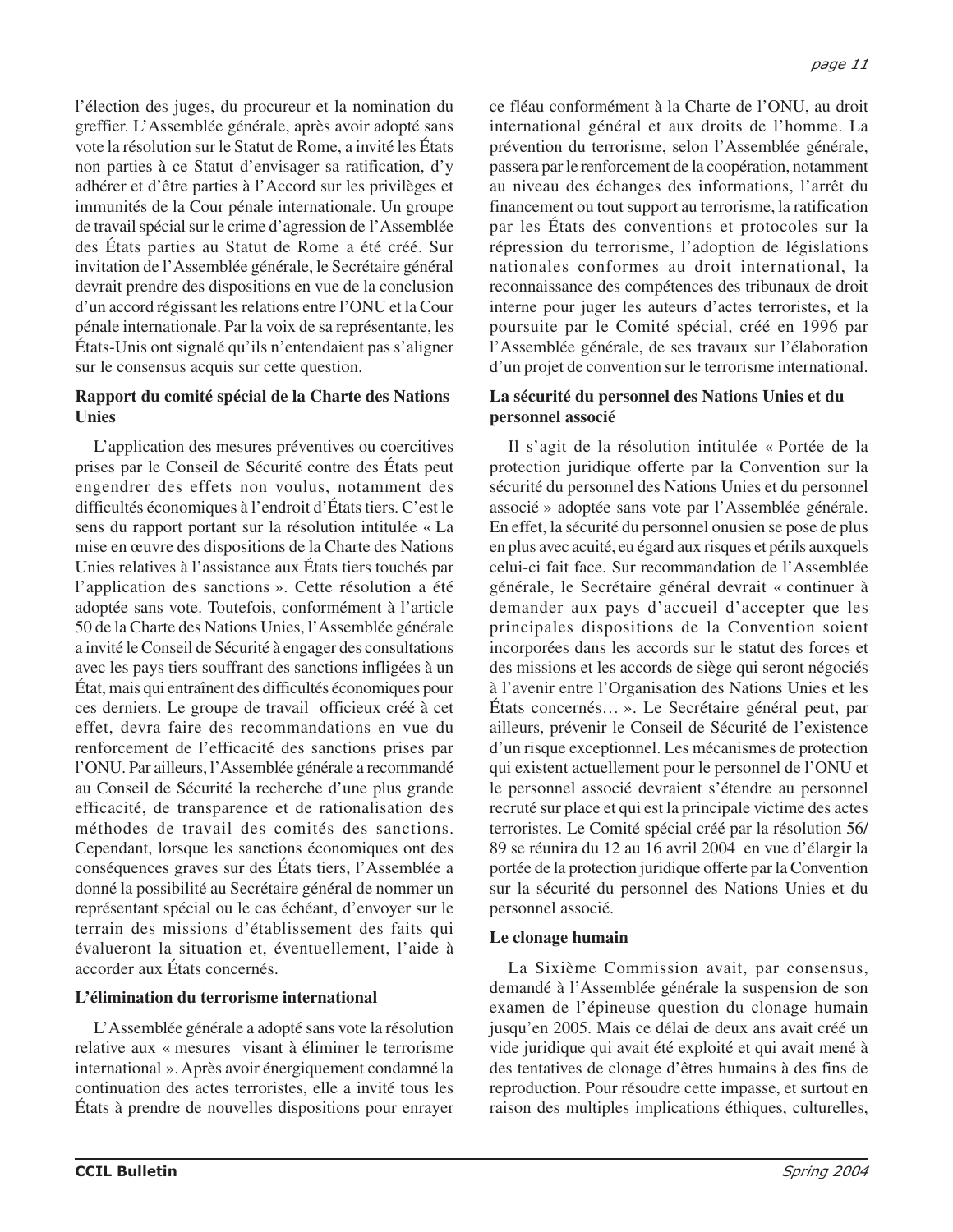l'élection des juges, du procureur et la nomination du greffier. L'Assemblée générale, après avoir adopté sans vote la résolution sur le Statut de Rome, a invité les États non parties à ce Statut d'envisager sa ratification, d'y adhérer et d'être parties à l'Accord sur les privilèges et immunités de la Cour pénale internationale. Un groupe de travail spécial sur le crime d'agression de l'Assemblée des États parties au Statut de Rome a été créé. Sur invitation de l'Assemblée générale, le Secrétaire général devrait prendre des dispositions en vue de la conclusion d'un accord régissant les relations entre l'ONU et la Cour pénale internationale. Par la voix de sa représentante, les États-Unis ont signalé qu'ils n'entendaient pas s'aligner sur le consensus acquis sur cette question.

**Rapport du comité spécial de la Charte des Nations Unies**

L'application des mesures préventives ou coercitives prises par le Conseil de Sécurité contre des États peut engendrer des effets non voulus, notamment des difficultés économiques à l'endroit d'États tiers. C'est le sens du rapport portant sur la résolution intitulée « La mise en œuvre des dispositions de la Charte des Nations Unies relatives à l'assistance aux États tiers touchés par l'application des sanctions ». Cette résolution a été adoptée sans vote. Toutefois, conformément à l'article 50 de la Charte des Nations Unies, l'Assemblée générale a invité le Conseil de Sécurité à engager des consultations avec les pays tiers souffrant des sanctions infligées à un État, mais qui entraînent des difficultés économiques pour ces derniers. Le groupe de travail officieux créé à cet effet, devra faire des recommandations en vue du renforcement de l'efficacité des sanctions prises par l'ONU. Par ailleurs, l'Assemblée générale a recommandé au Conseil de Sécurité la recherche d'une plus grande efficacité, de transparence et de rationalisation des méthodes de travail des comités des sanctions. Cependant, lorsque les sanctions économiques ont des conséquences graves sur des États tiers, l'Assemblée a donné la possibilité au Secrétaire général de nommer un représentant spécial ou le cas échéant, d'envoyer sur le terrain des missions d'établissement des faits qui évalueront la situation et, éventuellement, l'aide à accorder aux États concernés.

**L'élimination du terrorisme international**

L'Assemblée générale a adopté sans vote la résolution relative aux « mesures visant à éliminer le terrorisme international ». Après avoir énergiquement condamné la continuation des actes terroristes, elle a invité tous les États à prendre de nouvelles dispositions pour enrayer ce fléau conformément à la Charte de l'ONU, au droit international général et aux droits de l'homme. La prévention du terrorisme, selon l'Assemblée générale, passera par le renforcement de la coopération, notamment au niveau des échanges des informations, l'arrêt du financement ou tout support au terrorisme, la ratification par les États des conventions et protocoles sur la répression du terrorisme, l'adoption de législations nationales conformes au droit international, la reconnaissance des compétences des tribunaux de droit interne pour juger les auteurs d'actes terroristes, et la poursuite par le Comité spécial, créé en 1996 par l'Assemblée générale, de ses travaux sur l'élaboration d'un projet de convention sur le terrorisme international.

**La sécurité du personnel des Nations Unies et du personnel associé**

Il s'agit de la résolution intitulée « Portée de la protection juridique offerte par la Convention sur la sécurité du personnel des Nations Unies et du personnel associé » adoptée sans vote par l'Assemblée générale. En effet, la sécurité du personnel onusien se pose de plus en plus avec acuité, eu égard aux risques et périls auxquels celui-ci fait face. Sur recommandation de l'Assemblée générale, le Secrétaire général devrait « continuer à demander aux pays d'accueil d'accepter que les principales dispositions de la Convention soient incorporées dans les accords sur le statut des forces et des missions et les accords de siège qui seront négociés à l'avenir entre l'Organisation des Nations Unies et les États concernés… ». Le Secrétaire général peut, par ailleurs, prévenir le Conseil de Sécurité de l'existence d'un risque exceptionnel. Les mécanismes de protection qui existent actuellement pour le personnel de l'ONU et le personnel associé devraient s'étendre au personnel recruté sur place et qui est la principale victime des actes terroristes. Le Comité spécial créé par la résolution 56/89 se réunira du 12 au 16 avril 2004 en vue d'élargir la portée de la protection juridique offerte par la Convention sur la sécurité du personnel des Nations Unies et du personnel associé.

**Le clonage humain**

La Sixième Commission avait, par consensus, demandé à l'Assemblée générale la suspension de son examen de l'épineuse question du clonage humain jusqu'en 2005. Mais ce délai de deux ans avait créé un vide juridique qui avait été exploité et qui avait mené à des tentatives de clonage d'êtres humains à des fins de reproduction. Pour résoudre cette impasse, et surtout en raison des multiples implications éthiques, culturelles,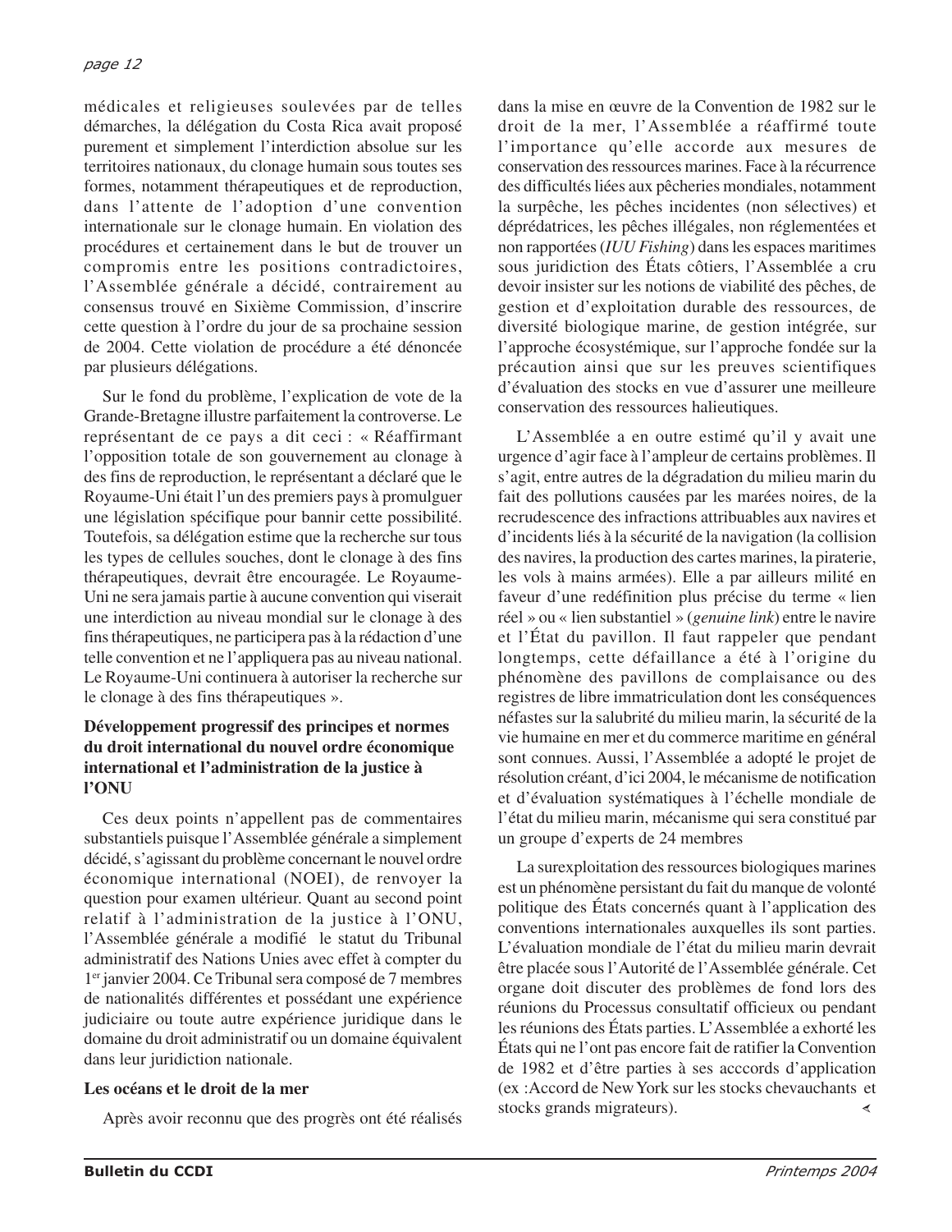médicales et religieuses soulevées par de telles démarches, la délégation du Costa Rica avait proposé purement et simplement l'interdiction absolue sur les territoires nationaux, du clonage humain sous toutes ses formes, notamment thérapeutiques et de reproduction, dans l'attente de l'adoption d'une convention internationale sur le clonage humain. En violation des procédures et certainement dans le but de trouver un compromis entre les positions contradictoires, l'Assemblée générale a décidé, contrairement au consensus trouvé en Sixième Commission, d'inscrire cette question à l'ordre du jour de sa prochaine session de 2004. Cette violation de procédure a été dénoncée par plusieurs délégations.

Sur le fond du problème, l'explication de vote de la Grande-Bretagne illustre parfaitement la controverse. Le représentant de ce pays a dit ceci : « Réaffirmant l'opposition totale de son gouvernement au clonage à des fins de reproduction, le représentant a déclaré que le Royaume-Uni était l'un des premiers pays à promulguer une législation spécifique pour bannir cette possibilité. Toutefois, sa délégation estime que la recherche sur tous les types de cellules souches, dont le clonage à des fins thérapeutiques, devrait être encouragée. Le Royaume-Uni ne sera jamais partie à aucune convention qui viserait une interdiction au niveau mondial sur le clonage à des fins thérapeutiques, ne participera pas à la rédaction d'une telle convention et ne l'appliquera pas au niveau national. Le Royaume-Uni continuera à autoriser la recherche sur le clonage à des fins thérapeutiques ».

**Développement progressif des principes et normes du droit international du nouvel ordre économique international et l'administration de la justice à l'ONU**

Ces deux points n'appellent pas de commentaires substantiels puisque l'Assemblée générale a simplement décidé, s'agissant du problème concernant le nouvel ordre économique international (NOEI), de renvoyer la question pour examen ultérieur. Quant au second point relatif à l'administration de la justice à l'ONU, l'Assemblée générale a modifié le statut du Tribunal administratif des Nations Unies avec effet à compter du 1er janvier 2004. Ce Tribunal sera composé de 7 membres de nationalités différentes et possédant une expérience judiciaire ou toute autre expérience juridique dans le domaine du droit administratif ou un domaine équivalent dans leur juridiction nationale.

**Les océans et le droit de la mer**

Après avoir reconnu que des progrès ont été réalisés dans la mise en œuvre de la Convention de 1982 sur le droit de la mer, l'Assemblée a réaffirmé toute l'importance qu'elle accorde aux mesures de conservation des ressources marines. Face à la récurrence des difficultés liées aux pêcheries mondiales, notamment la surpêche, les pêches incidentes (non sélectives) et déprédatrices, les pêches illégales, non réglementées et non rapportées (*IUU Fishing*) dans les espaces maritimes sous juridiction des États côtiers, l'Assemblée a cru devoir insister sur les notions de viabilité des pêches, de gestion et d'exploitation durable des ressources, de diversité biologique marine, de gestion intégrée, sur l'approche écosystémique, sur l'approche fondée sur la précaution ainsi que sur les preuves scientifiques d'évaluation des stocks en vue d'assurer une meilleure conservation des ressources halieutiques.

L'Assemblée a en outre estimé qu'il y avait une urgence d'agir face à l'ampleur de certains problèmes. Il s'agit, entre autres de la dégradation du milieu marin du fait des pollutions causées par les marées noires, de la recrudescence des infractions attribuables aux navires et d'incidents liés à la sécurité de la navigation (la collision des navires, la production des cartes marines, la piraterie, les vols à mains armées). Elle a par ailleurs milité en faveur d'une redéfinition plus précise du terme « lien réel » ou « lien substantiel » (*genuine link*) entre le navire et l'État du pavillon. Il faut rappeler que pendant longtemps, cette défaillance a été à l'origine du phénomène des pavillons de complaisance ou des registres de libre immatriculation dont les conséquences néfastes sur la salubrité du milieu marin, la sécurité de la vie humaine en mer et du commerce maritime en général sont connues. Aussi, l'Assemblée a adopté le projet de résolution créant, d'ici 2004, le mécanisme de notification et d'évaluation systématiques à l'échelle mondiale de l'état du milieu marin, mécanisme qui sera constitué par un groupe d'experts de 24 membres

La surexploitation des ressources biologiques marines est un phénomène persistant du fait du manque de volonté politique des États concernés quant à l'application des conventions internationales auxquelles ils sont parties. L'évaluation mondiale de l'état du milieu marin devrait être placée sous l'Autorité de l'Assemblée générale. Cet organe doit discuter des problèmes de fond lors des réunions du Processus consultatif officieux ou pendant les réunions des États parties. L'Assemblée a exhorté les États qui ne l'ont pas encore fait de ratifier la Convention de 1982 et d'être parties à ses acccords d'application (ex :Accord de New York sur les stocks chevauchants et stocks grands migrateurs).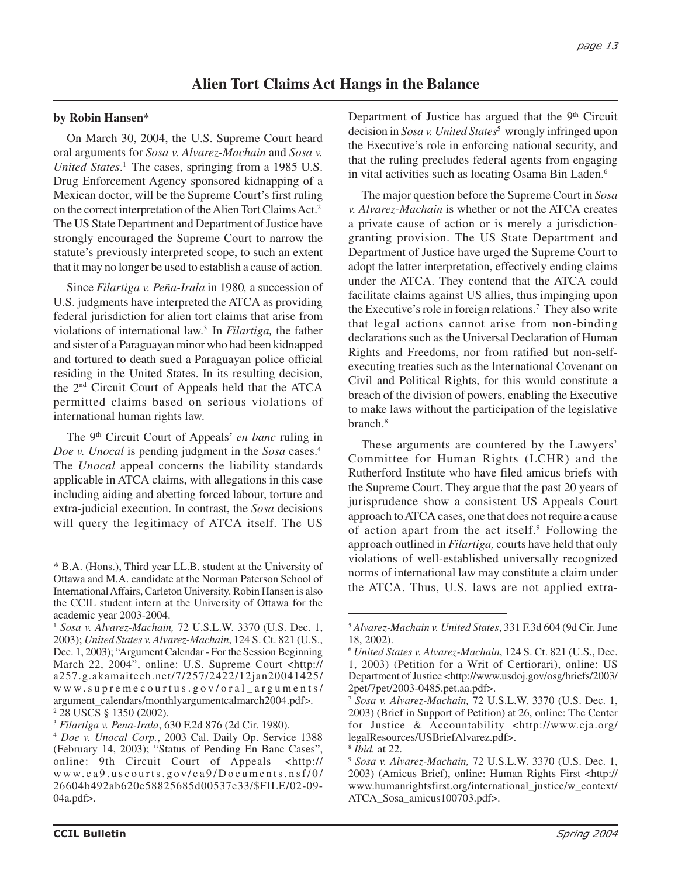## Alien Tort Claims Act Hangs in the Balance

**by Robin Hansen***

On March 30, 2004, the U.S. Supreme Court heard oral arguments for *Sosa v. Alvarez-Machain* and *Sosa v. United States*.[1] The cases, springing from a 1985 U.S. Drug Enforcement Agency sponsored kidnapping of a Mexican doctor, will be the Supreme Court's first ruling on the correct interpretation of the Alien Tort Claims Act.[2] The US State Department and Department of Justice have strongly encouraged the Supreme Court to narrow the statute's previously interpreted scope, to such an extent that it may no longer be used to establish a cause of action.

Since *Filartiga v. Peña-Irala* in 1980*,* a succession of U.S. judgments have interpreted the ATCA as providing federal jurisdiction for alien tort claims that arise from violations of international law.[3] In *Filartiga,* the father and sister of a Paraguayan minor who had been kidnapped and tortured to death sued a Paraguayan police official residing in the United States. In its resulting decision, the 2nd Circuit Court of Appeals held that the ATCA permitted claims based on serious violations of international human rights law.

The 9th Circuit Court of Appeals' *en banc* ruling in *Doe v. Unocal* is pending judgment in the *Sosa* cases.[4] The *Unocal* appeal concerns the liability standards applicable in ATCA claims, with allegations in this case including aiding and abetting forced labour, torture and extra-judicial execution. In contrast, the *Sosa* decisions will query the legitimacy of ATCA itself. The US Department of Justice has argued that the 9th Circuit decision in *Sosa v. United States*[5] wrongly infringed upon the Executive's role in enforcing national security, and that the ruling precludes federal agents from engaging in vital activities such as locating Osama Bin Laden.[6]

The major question before the Supreme Court in *Sosa v. Alvarez-Machain* is whether or not the ATCA creates a private cause of action or is merely a jurisdiction-granting provision. The US State Department and Department of Justice have urged the Supreme Court to adopt the latter interpretation, effectively ending claims under the ATCA. They contend that the ATCA could facilitate claims against US allies, thus impinging upon the Executive's role in foreign relations.[7] They also write that legal actions cannot arise from non-binding declarations such as the Universal Declaration of Human Rights and Freedoms, nor from ratified but non-self-executing treaties such as the International Covenant on Civil and Political Rights, for this would constitute a breach of the division of powers, enabling the Executive to make laws without the participation of the legislative branch.[8]

These arguments are countered by the Lawyers' Committee for Human Rights (LCHR) and the Rutherford Institute who have filed amicus briefs with the Supreme Court. They argue that the past 20 years of jurisprudence show a consistent US Appeals Court approach to ATCA cases, one that does not require a cause of action apart from the act itself.[9] Following the approach outlined in *Filartiga,* courts have held that only violations of well-established universally recognized norms of international law may constitute a claim under the ATCA. Thus, U.S. laws are not applied extra-

---

\* B.A. (Hons.), Third year LL.B. student at the University of Ottawa and M.A. candidate at the Norman Paterson School of International Affairs, Carleton University. Robin Hansen is also the CCIL student intern at the University of Ottawa for the academic year 2003-2004.

[1] *Sosa v. Alvarez-Machain,* 72 U.S.L.W. 3370 (U.S. Dec. 1, 2003); *United States v. Alvarez-Machain*, 124 S. Ct. 821 (U.S., Dec. 1, 2003); "Argument Calendar - For the Session Beginning March 22, 2004", online: U.S. Supreme Court <http://a257.g.akamaitech.net/7/257/2422/12jan20041425/www.supremecourtus.gov/oral_arguments/argument_calendars/monthlyargumentcalmarch2004.pdf>.

[2] 28 USCS § 1350 (2002).

[3] *Filartiga v. Pena-Irala*, 630 F.2d 876 (2d Cir. 1980).

[4] *Doe v. Unocal Corp.*, 2003 Cal. Daily Op. Service 1388 (February 14, 2003); "Status of Pending En Banc Cases", online: 9th Circuit Court of Appeals <http://www.ca9.uscourts.gov/ca9/Documents.nsf/0/26604b492ab620e58825685d00537e33/$FILE/02-09-04a.pdf>.

[5] *Alvarez-Machain v. United States*, 331 F.3d 604 (9d Cir. June 18, 2002).

[6] *United States v. Alvarez-Machain*, 124 S. Ct. 821 (U.S., Dec. 1, 2003) (Petition for a Writ of Certiorari), online: US Department of Justice <http://www.usdoj.gov/osg/briefs/2003/2pet/7pet/2003-0485.pet.aa.pdf>.

[7] *Sosa v. Alvarez-Machain,* 72 U.S.L.W. 3370 (U.S. Dec. 1, 2003) (Brief in Support of Petition) at 26, online: The Center for Justice & Accountability <http://www.cja.org/legalResources/USBriefAlvarez.pdf>.

[8] *Ibid.* at 22.

[9] *Sosa v. Alvarez-Machain,* 72 U.S.L.W. 3370 (U.S. Dec. 1, 2003) (Amicus Brief), online: Human Rights First <http://www.humanrightsfirst.org/international_justice/w_context/ATCA_Sosa_amicus100703.pdf>.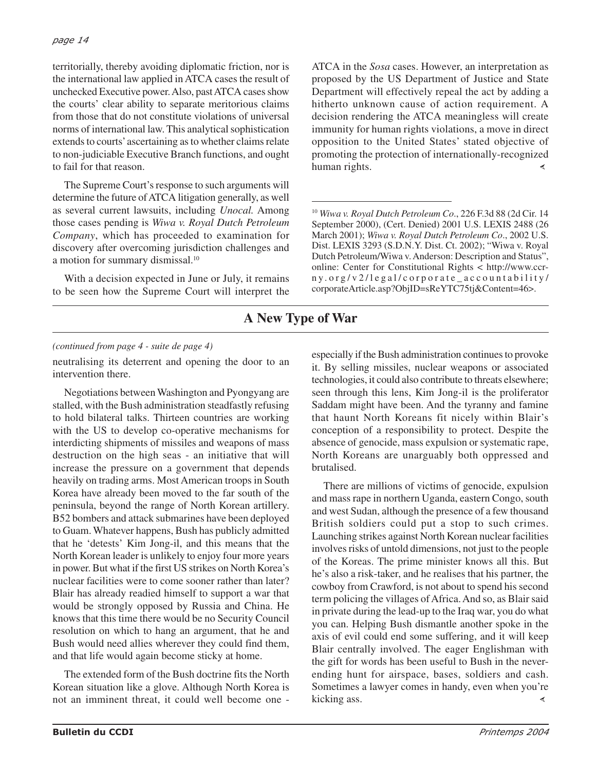territorially, thereby avoiding diplomatic friction, nor is the international law applied in ATCA cases the result of unchecked Executive power. Also, past ATCA cases show the courts' clear ability to separate meritorious claims from those that do not constitute violations of universal norms of international law. This analytical sophistication extends to courts' ascertaining as to whether claims relate to non-judiciable Executive Branch functions, and ought to fail for that reason.

The Supreme Court's response to such arguments will determine the future of ATCA litigation generally, as well as several current lawsuits, including *Unocal.* Among those cases pending is *Wiwa v. Royal Dutch Petroleum Company*, which has proceeded to examination for discovery after overcoming jurisdiction challenges and a motion for summary dismissal.[10]

With a decision expected in June or July, it remains to be seen how the Supreme Court will interpret the ATCA in the *Sosa* cases. However, an interpretation as proposed by the US Department of Justice and State Department will effectively repeal the act by adding a hitherto unknown cause of action requirement. A decision rendering the ATCA meaningless will create immunity for human rights violations, a move in direct opposition to the United States' stated objective of promoting the protection of internationally-recognized human rights.

[10] *Wiwa v. Royal Dutch Petroleum Co*., 226 F.3d 88 (2d Cir. 14 September 2000), (Cert. Denied) 2001 U.S. LEXIS 2488 (26 March 2001); *Wiwa v. Royal Dutch Petroleum Co*., 2002 U.S. Dist. LEXIS 3293 (S.D.N.Y. Dist. Ct. 2002); "Wiwa v. Royal Dutch Petroleum/Wiwa v. Anderson: Description and Status", online: Center for Constitutional Rights < http://www.ccr-ny.org/v2/legal/corporate_accountability/corporateArticle.asp?ObjID=sReYTC75tj&Content=46>.

## A New Type of War

*(continued from page 4 - suite de page 4)*

neutralising its deterrent and opening the door to an intervention there.

Negotiations between Washington and Pyongyang are stalled, with the Bush administration steadfastly refusing to hold bilateral talks. Thirteen countries are working with the US to develop co-operative mechanisms for interdicting shipments of missiles and weapons of mass destruction on the high seas - an initiative that will increase the pressure on a government that depends heavily on trading arms. Most American troops in South Korea have already been moved to the far south of the peninsula, beyond the range of North Korean artillery. B52 bombers and attack submarines have been deployed to Guam. Whatever happens, Bush has publicly admitted that he 'detests' Kim Jong-il, and this means that the North Korean leader is unlikely to enjoy four more years in power. But what if the first US strikes on North Korea's nuclear facilities were to come sooner rather than later? Blair has already readied himself to support a war that would be strongly opposed by Russia and China. He knows that this time there would be no Security Council resolution on which to hang an argument, that he and Bush would need allies wherever they could find them, and that life would again become sticky at home.

The extended form of the Bush doctrine fits the North Korean situation like a glove. Although North Korea is not an imminent threat, it could well become one - especially if the Bush administration continues to provoke it. By selling missiles, nuclear weapons or associated technologies, it could also contribute to threats elsewhere; seen through this lens, Kim Jong-il is the proliferator Saddam might have been. And the tyranny and famine that haunt North Koreans fit nicely within Blair's conception of a responsibility to protect. Despite the absence of genocide, mass expulsion or systematic rape, North Koreans are unarguably both oppressed and brutalised.

There are millions of victims of genocide, expulsion and mass rape in northern Uganda, eastern Congo, south and west Sudan, although the presence of a few thousand British soldiers could put a stop to such crimes. Launching strikes against North Korean nuclear facilities involves risks of untold dimensions, not just to the people of the Koreas. The prime minister knows all this. But he's also a risk-taker, and he realises that his partner, the cowboy from Crawford, is not about to spend his second term policing the villages of Africa. And so, as Blair said in private during the lead-up to the Iraq war, you do what you can. Helping Bush dismantle another spoke in the axis of evil could end some suffering, and it will keep Blair centrally involved. The eager Englishman with the gift for words has been useful to Bush in the never-ending hunt for airspace, bases, soldiers and cash. Sometimes a lawyer comes in handy, even when you're kicking ass.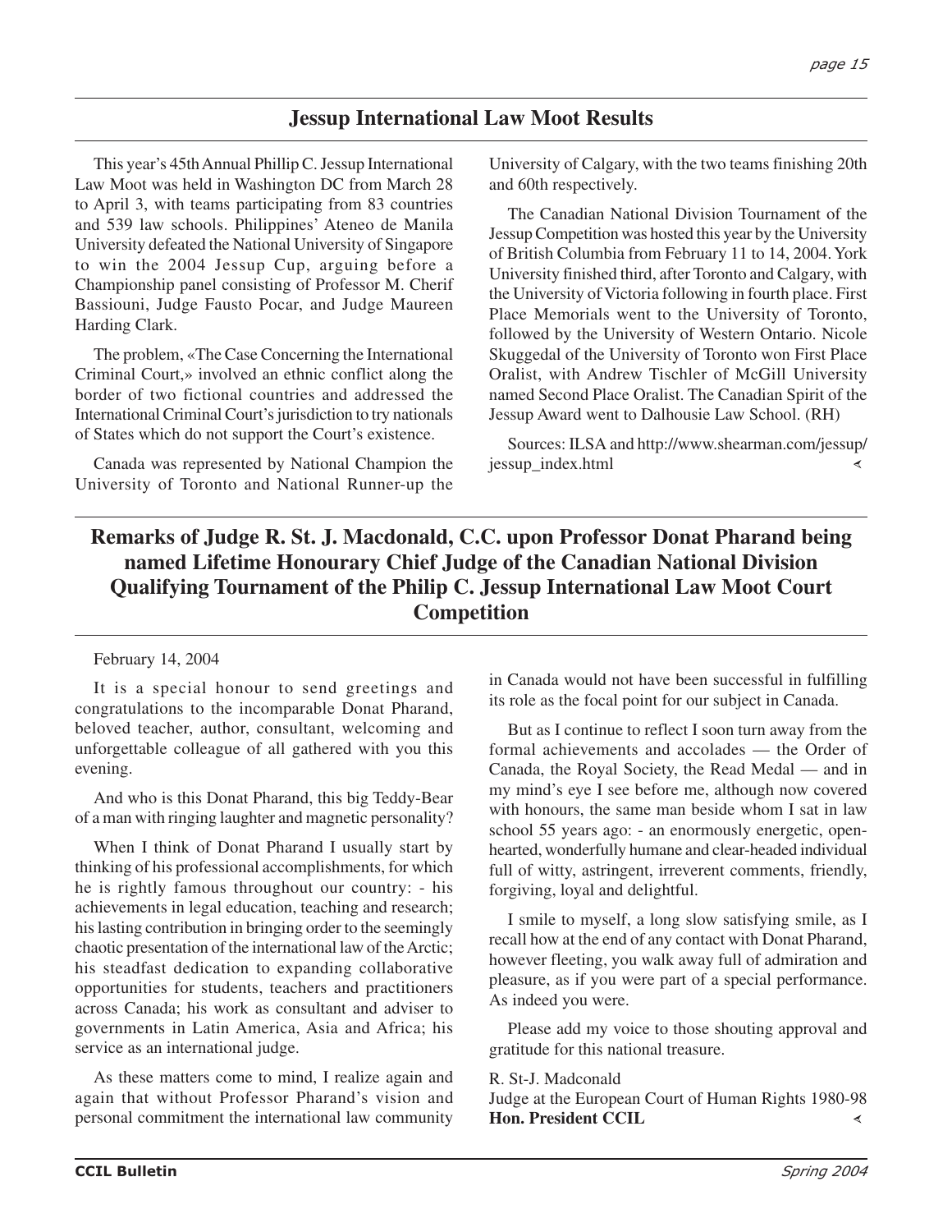## Jessup International Law Moot Results

This year's 45th Annual Phillip C. Jessup International Law Moot was held in Washington DC from March 28 to April 3, with teams participating from 83 countries and 539 law schools. Philippines' Ateneo de Manila University defeated the National University of Singapore to win the 2004 Jessup Cup, arguing before a Championship panel consisting of Professor M. Cherif Bassiouni, Judge Fausto Pocar, and Judge Maureen Harding Clark.

The problem, «The Case Concerning the International Criminal Court,» involved an ethnic conflict along the border of two fictional countries and addressed the International Criminal Court's jurisdiction to try nationals of States which do not support the Court's existence.

Canada was represented by National Champion the University of Toronto and National Runner-up the University of Calgary, with the two teams finishing 20th and 60th respectively.

The Canadian National Division Tournament of the Jessup Competition was hosted this year by the University of British Columbia from February 11 to 14, 2004. York University finished third, after Toronto and Calgary, with the University of Victoria following in fourth place. First Place Memorials went to the University of Toronto, followed by the University of Western Ontario. Nicole Skuggedal of the University of Toronto won First Place Oralist, with Andrew Tischler of McGill University named Second Place Oralist. The Canadian Spirit of the Jessup Award went to Dalhousie Law School. (RH)

Sources: ILSA and http://www.shearman.com/jessup/jessup_index.html

## Remarks of Judge R. St. J. Macdonald, C.C. upon Professor Donat Pharand being named Lifetime Honourary Chief Judge of the Canadian National Division Qualifying Tournament of the Philip C. Jessup International Law Moot Court Competition

February 14, 2004

It is a special honour to send greetings and congratulations to the incomparable Donat Pharand, beloved teacher, author, consultant, welcoming and unforgettable colleague of all gathered with you this evening.

And who is this Donat Pharand, this big Teddy-Bear of a man with ringing laughter and magnetic personality?

When I think of Donat Pharand I usually start by thinking of his professional accomplishments, for which he is rightly famous throughout our country: - his achievements in legal education, teaching and research; his lasting contribution in bringing order to the seemingly chaotic presentation of the international law of the Arctic; his steadfast dedication to expanding collaborative opportunities for students, teachers and practitioners across Canada; his work as consultant and adviser to governments in Latin America, Asia and Africa; his service as an international judge.

As these matters come to mind, I realize again and again that without Professor Pharand's vision and personal commitment the international law community in Canada would not have been successful in fulfilling its role as the focal point for our subject in Canada.

But as I continue to reflect I soon turn away from the formal achievements and accolades — the Order of Canada, the Royal Society, the Read Medal — and in my mind's eye I see before me, although now covered with honours, the same man beside whom I sat in law school 55 years ago: - an enormously energetic, open-hearted, wonderfully humane and clear-headed individual full of witty, astringent, irreverent comments, friendly, forgiving, loyal and delightful.

I smile to myself, a long slow satisfying smile, as I recall how at the end of any contact with Donat Pharand, however fleeting, you walk away full of admiration and pleasure, as if you were part of a special performance. As indeed you were.

Please add my voice to those shouting approval and gratitude for this national treasure.

R. St-J. Madconald
Judge at the European Court of Human Rights 1980-98
**Hon. President CCIL**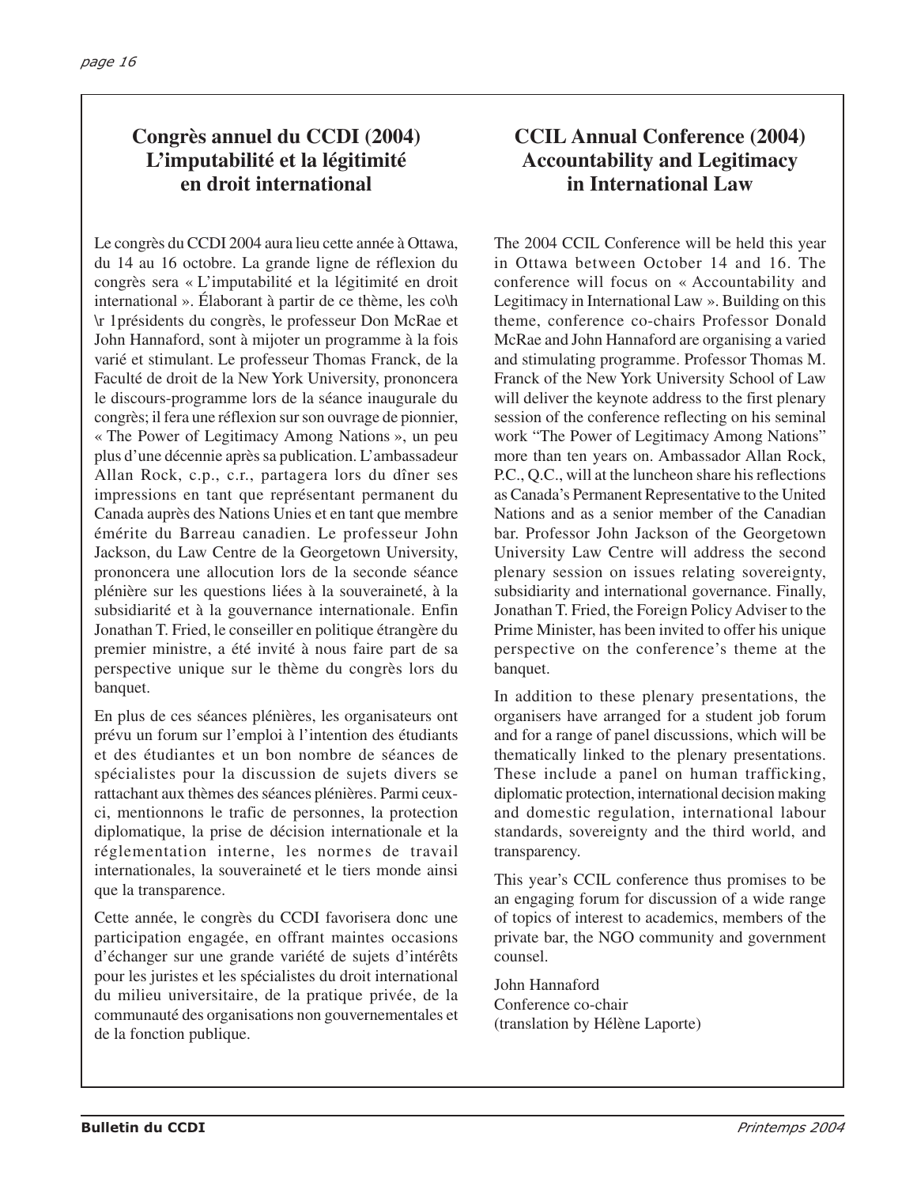## Congrès annuel du CCDI (2004) L'imputabilité et la légitimité en droit international

Le congrès du CCDI 2004 aura lieu cette année à Ottawa, du 14 au 16 octobre. La grande ligne de réflexion du congrès sera « L'imputabilité et la légitimité en droit international ». Élaborant à partir de ce thème, les co\h \r 1présidents du congrès, le professeur Don McRae et John Hannaford, sont à mijoter un programme à la fois varié et stimulant. Le professeur Thomas Franck, de la Faculté de droit de la New York University, prononcera le discours-programme lors de la séance inaugurale du congrès; il fera une réflexion sur son ouvrage de pionnier, « The Power of Legitimacy Among Nations », un peu plus d'une décennie après sa publication. L'ambassadeur Allan Rock, c.p., c.r., partagera lors du dîner ses impressions en tant que représentant permanent du Canada auprès des Nations Unies et en tant que membre émérite du Barreau canadien. Le professeur John Jackson, du Law Centre de la Georgetown University, prononcera une allocution lors de la seconde séance plénière sur les questions liées à la souveraineté, à la subsidiarité et à la gouvernance internationale. Enfin Jonathan T. Fried, le conseiller en politique étrangère du premier ministre, a été invité à nous faire part de sa perspective unique sur le thème du congrès lors du banquet.

En plus de ces séances plénières, les organisateurs ont prévu un forum sur l'emploi à l'intention des étudiants et des étudiantes et un bon nombre de séances de spécialistes pour la discussion de sujets divers se rattachant aux thèmes des séances plénières. Parmi ceux-ci, mentionnons le trafic de personnes, la protection diplomatique, la prise de décision internationale et la réglementation interne, les normes de travail internationales, la souveraineté et le tiers monde ainsi que la transparence.

Cette année, le congrès du CCDI favorisera donc une participation engagée, en offrant maintes occasions d'échanger sur une grande variété de sujets d'intérêts pour les juristes et les spécialistes du droit international du milieu universitaire, de la pratique privée, de la communauté des organisations non gouvernementales et de la fonction publique.

## CCIL Annual Conference (2004) Accountability and Legitimacy in International Law

The 2004 CCIL Conference will be held this year in Ottawa between October 14 and 16. The conference will focus on « Accountability and Legitimacy in International Law ». Building on this theme, conference co-chairs Professor Donald McRae and John Hannaford are organising a varied and stimulating programme. Professor Thomas M. Franck of the New York University School of Law will deliver the keynote address to the first plenary session of the conference reflecting on his seminal work "The Power of Legitimacy Among Nations" more than ten years on. Ambassador Allan Rock, P.C., Q.C., will at the luncheon share his reflections as Canada's Permanent Representative to the United Nations and as a senior member of the Canadian bar. Professor John Jackson of the Georgetown University Law Centre will address the second plenary session on issues relating sovereignty, subsidiarity and international governance. Finally, Jonathan T. Fried, the Foreign Policy Adviser to the Prime Minister, has been invited to offer his unique perspective on the conference's theme at the banquet.

In addition to these plenary presentations, the organisers have arranged for a student job forum and for a range of panel discussions, which will be thematically linked to the plenary presentations. These include a panel on human trafficking, diplomatic protection, international decision making and domestic regulation, international labour standards, sovereignty and the third world, and transparency.

This year's CCIL conference thus promises to be an engaging forum for discussion of a wide range of topics of interest to academics, members of the private bar, the NGO community and government counsel.

John Hannaford
Conference co-chair
(translation by Hélène Laporte)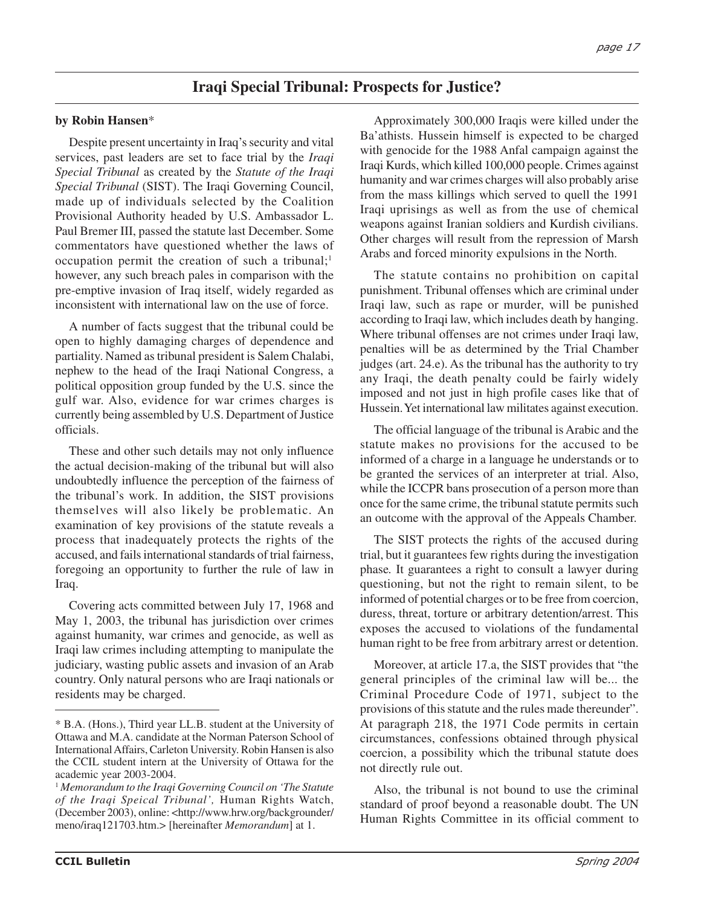# Iraqi Special Tribunal: Prospects for Justice?

**by Robin Hansen***

Despite present uncertainty in Iraq's security and vital services, past leaders are set to face trial by the *Iraqi Special Tribunal* as created by the *Statute of the Iraqi Special Tribunal* (SIST). The Iraqi Governing Council, made up of individuals selected by the Coalition Provisional Authority headed by U.S. Ambassador L. Paul Bremer III, passed the statute last December. Some commentators have questioned whether the laws of occupation permit the creation of such a tribunal;[1] however, any such breach pales in comparison with the pre-emptive invasion of Iraq itself, widely regarded as inconsistent with international law on the use of force.

A number of facts suggest that the tribunal could be open to highly damaging charges of dependence and partiality. Named as tribunal president is Salem Chalabi, nephew to the head of the Iraqi National Congress, a political opposition group funded by the U.S. since the gulf war. Also, evidence for war crimes charges is currently being assembled by U.S. Department of Justice officials.

These and other such details may not only influence the actual decision-making of the tribunal but will also undoubtedly influence the perception of the fairness of the tribunal's work. In addition, the SIST provisions themselves will also likely be problematic. An examination of key provisions of the statute reveals a process that inadequately protects the rights of the accused, and fails international standards of trial fairness, foregoing an opportunity to further the rule of law in Iraq.

Covering acts committed between July 17, 1968 and May 1, 2003, the tribunal has jurisdiction over crimes against humanity, war crimes and genocide, as well as Iraqi law crimes including attempting to manipulate the judiciary, wasting public assets and invasion of an Arab country. Only natural persons who are Iraqi nationals or residents may be charged.

Approximately 300,000 Iraqis were killed under the Ba'athists. Hussein himself is expected to be charged with genocide for the 1988 Anfal campaign against the Iraqi Kurds, which killed 100,000 people. Crimes against humanity and war crimes charges will also probably arise from the mass killings which served to quell the 1991 Iraqi uprisings as well as from the use of chemical weapons against Iranian soldiers and Kurdish civilians. Other charges will result from the repression of Marsh Arabs and forced minority expulsions in the North.

The statute contains no prohibition on capital punishment. Tribunal offenses which are criminal under Iraqi law, such as rape or murder, will be punished according to Iraqi law, which includes death by hanging. Where tribunal offenses are not crimes under Iraqi law, penalties will be as determined by the Trial Chamber judges (art. 24.e). As the tribunal has the authority to try any Iraqi, the death penalty could be fairly widely imposed and not just in high profile cases like that of Hussein. Yet international law militates against execution.

The official language of the tribunal is Arabic and the statute makes no provisions for the accused to be informed of a charge in a language he understands or to be granted the services of an interpreter at trial. Also, while the ICCPR bans prosecution of a person more than once for the same crime, the tribunal statute permits such an outcome with the approval of the Appeals Chamber.

The SIST protects the rights of the accused during trial, but it guarantees few rights during the investigation phase. It guarantees a right to consult a lawyer during questioning, but not the right to remain silent, to be informed of potential charges or to be free from coercion, duress, threat, torture or arbitrary detention/arrest. This exposes the accused to violations of the fundamental human right to be free from arbitrary arrest or detention.

Moreover, at article 17.a, the SIST provides that "the general principles of the criminal law will be... the Criminal Procedure Code of 1971, subject to the provisions of this statute and the rules made thereunder". At paragraph 218, the 1971 Code permits in certain circumstances, confessions obtained through physical coercion, a possibility which the tribunal statute does not directly rule out.

Also, the tribunal is not bound to use the criminal standard of proof beyond a reasonable doubt. The UN Human Rights Committee in its official comment to

---

\* B.A. (Hons.), Third year LL.B. student at the University of Ottawa and M.A. candidate at the Norman Paterson School of International Affairs, Carleton University. Robin Hansen is also the CCIL student intern at the University of Ottawa for the academic year 2003-2004.

[1] *Memorandum to the Iraqi Governing Council on 'The Statute of the Iraqi Speical Tribunal',* Human Rights Watch, (December 2003), online: <http://www.hrw.org/backgrounder/meno/iraq121703.htm.> [hereinafter *Memorandum*] at 1.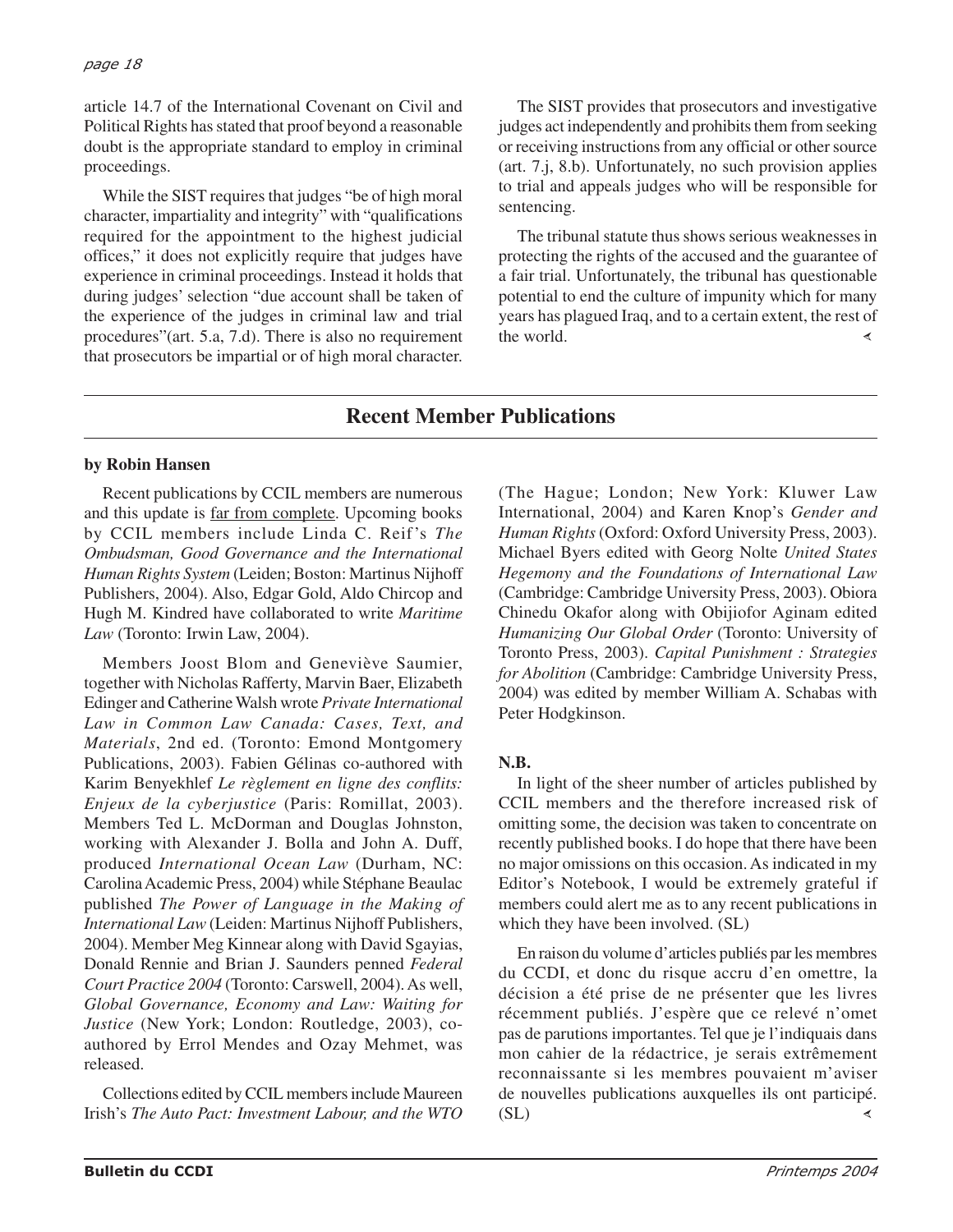article 14.7 of the International Covenant on Civil and Political Rights has stated that proof beyond a reasonable doubt is the appropriate standard to employ in criminal proceedings.

While the SIST requires that judges "be of high moral character, impartiality and integrity" with "qualifications required for the appointment to the highest judicial offices," it does not explicitly require that judges have experience in criminal proceedings. Instead it holds that during judges' selection "due account shall be taken of the experience of the judges in criminal law and trial procedures"(art. 5.a, 7.d). There is also no requirement that prosecutors be impartial or of high moral character.

The SIST provides that prosecutors and investigative judges act independently and prohibits them from seeking or receiving instructions from any official or other source (art. 7.j, 8.b). Unfortunately, no such provision applies to trial and appeals judges who will be responsible for sentencing.

The tribunal statute thus shows serious weaknesses in protecting the rights of the accused and the guarantee of a fair trial. Unfortunately, the tribunal has questionable potential to end the culture of impunity which for many years has plagued Iraq, and to a certain extent, the rest of the world.

## Recent Member Publications

**by Robin Hansen**

Recent publications by CCIL members are numerous and this update is far from complete. Upcoming books by CCIL members include Linda C. Reif's *The Ombudsman, Good Governance and the International Human Rights System* (Leiden; Boston: Martinus Nijhoff Publishers, 2004). Also, Edgar Gold, Aldo Chircop and Hugh M. Kindred have collaborated to write *Maritime Law* (Toronto: Irwin Law, 2004).

Members Joost Blom and Geneviève Saumier, together with Nicholas Rafferty, Marvin Baer, Elizabeth Edinger and Catherine Walsh wrote *Private International Law in Common Law Canada: Cases, Text, and Materials*, 2nd ed. (Toronto: Emond Montgomery Publications, 2003). Fabien Gélinas co-authored with Karim Benyekhlef *Le règlement en ligne des conflits: Enjeux de la cyberjustice* (Paris: Romillat, 2003). Members Ted L. McDorman and Douglas Johnston, working with Alexander J. Bolla and John A. Duff, produced *International Ocean Law* (Durham, NC: Carolina Academic Press, 2004) while Stéphane Beaulac published *The Power of Language in the Making of International Law* (Leiden: Martinus Nijhoff Publishers, 2004). Member Meg Kinnear along with David Sgayias, Donald Rennie and Brian J. Saunders penned *Federal Court Practice 2004* (Toronto: Carswell, 2004). As well, *Global Governance, Economy and Law: Waiting for Justice* (New York; London: Routledge, 2003), co-authored by Errol Mendes and Ozay Mehmet, was released.

Collections edited by CCIL members include Maureen Irish's *The Auto Pact: Investment Labour, and the WTO* (The Hague; London; New York: Kluwer Law International, 2004) and Karen Knop's *Gender and Human Rights* (Oxford: Oxford University Press, 2003). Michael Byers edited with Georg Nolte *United States Hegemony and the Foundations of International Law* (Cambridge: Cambridge University Press, 2003). Obiora Chinedu Okafor along with Obijiofor Aginam edited *Humanizing Our Global Order* (Toronto: University of Toronto Press, 2003). *Capital Punishment : Strategies for Abolition* (Cambridge: Cambridge University Press, 2004) was edited by member William A. Schabas with Peter Hodgkinson.

**N.B.**

In light of the sheer number of articles published by CCIL members and the therefore increased risk of omitting some, the decision was taken to concentrate on recently published books. I do hope that there have been no major omissions on this occasion. As indicated in my Editor's Notebook, I would be extremely grateful if members could alert me as to any recent publications in which they have been involved. (SL)

En raison du volume d'articles publiés par les membres du CCDI, et donc du risque accru d'en omettre, la décision a été prise de ne présenter que les livres récemment publiés. J'espère que ce relevé n'omet pas de parutions importantes. Tel que je l'indiquais dans mon cahier de la rédactrice, je serais extrêmement reconnaissante si les membres pouvaient m'aviser de nouvelles publications auxquelles ils ont participé. (SL)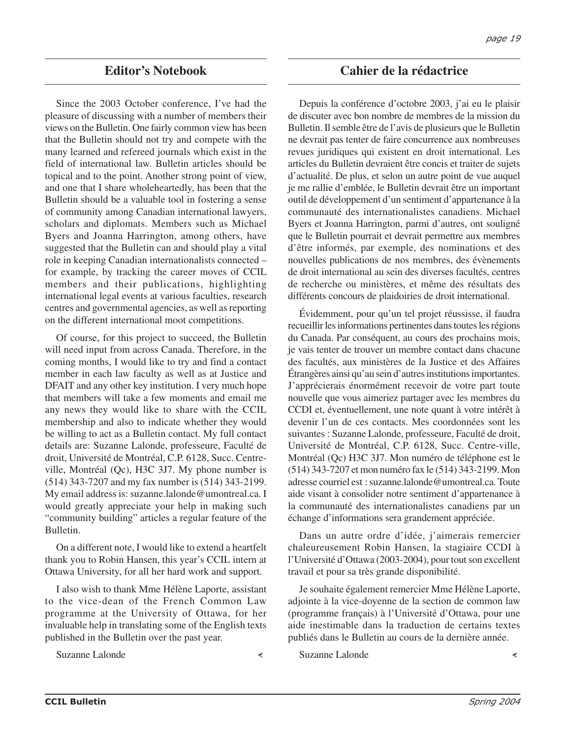## Editor's Notebook

Since the 2003 October conference, I've had the pleasure of discussing with a number of members their views on the Bulletin. One fairly common view has been that the Bulletin should not try and compete with the many learned and refereed journals which exist in the field of international law. Bulletin articles should be topical and to the point. Another strong point of view, and one that I share wholeheartedly, has been that the Bulletin should be a valuable tool in fostering a sense of community among Canadian international lawyers, scholars and diplomats. Members such as Michael Byers and Joanna Harrington, among others, have suggested that the Bulletin can and should play a vital role in keeping Canadian internationalists connected – for example, by tracking the career moves of CCIL members and their publications, highlighting international legal events at various faculties, research centres and governmental agencies, as well as reporting on the different international moot competitions.

Of course, for this project to succeed, the Bulletin will need input from across Canada. Therefore, in the coming months, I would like to try and find a contact member in each law faculty as well as at Justice and DFAIT and any other key institution. I very much hope that members will take a few moments and email me any news they would like to share with the CCIL membership and also to indicate whether they would be willing to act as a Bulletin contact. My full contact details are: Suzanne Lalonde, professeure, Faculté de droit, Université de Montréal, C.P. 6128, Succ. Centre-ville, Montréal (Qc), H3C 3J7. My phone number is (514) 343-7207 and my fax number is (514) 343-2199. My email address is: suzanne.lalonde@umontreal.ca. I would greatly appreciate your help in making such "community building" articles a regular feature of the Bulletin.

On a different note, I would like to extend a heartfelt thank you to Robin Hansen, this year's CCIL intern at Ottawa University, for all her hard work and support.

I also wish to thank Mme Hélène Laporte, assistant to the vice-dean of the French Common Law programme at the University of Ottawa, for her invaluable help in translating some of the English texts published in the Bulletin over the past year.

Suzanne Lalonde

## Cahier de la rédactrice

Depuis la conférence d'octobre 2003, j'ai eu le plaisir de discuter avec bon nombre de membres de la mission du Bulletin. Il semble être de l'avis de plusieurs que le Bulletin ne devrait pas tenter de faire concurrence aux nombreuses revues juridiques qui existent en droit international. Les articles du Bulletin devraient être concis et traiter de sujets d'actualité. De plus, et selon un autre point de vue auquel je me rallie d'emblée, le Bulletin devrait être un important outil de développement d'un sentiment d'appartenance à la communauté des internationalistes canadiens. Michael Byers et Joanna Harrington, parmi d'autres, ont souligné que le Bulletin pourrait et devrait permettre aux membres d'être informés, par exemple, des nominations et des nouvelles publications de nos membres, des évènements de droit international au sein des diverses facultés, centres de recherche ou ministères, et même des résultats des différents concours de plaidoiries de droit international.

Évidemment, pour qu'un tel projet réussisse, il faudra recueillir les informations pertinentes dans toutes les régions du Canada. Par conséquent, au cours des prochains mois, je vais tenter de trouver un membre contact dans chacune des facultés, aux ministères de la Justice et des Affaires Étrangères ainsi qu'au sein d'autres institutions importantes. J'apprécierais énormément recevoir de votre part toute nouvelle que vous aimeriez partager avec les membres du CCDI et, éventuellement, une note quant à votre intérêt à devenir l'un de ces contacts. Mes coordonnées sont les suivantes : Suzanne Lalonde, professeure, Faculté de droit, Université de Montréal, C.P. 6128, Succ. Centre-ville, Montréal (Qc) H3C 3J7. Mon numéro de téléphone est le (514) 343-7207 et mon numéro fax le (514) 343-2199. Mon adresse courriel est : suzanne.lalonde@umontreal.ca. Toute aide visant à consolider notre sentiment d'appartenance à la communauté des internationalistes canadiens par un échange d'informations sera grandement appréciée.

Dans un autre ordre d'idée, j'aimerais remercier chaleureusement Robin Hansen, la stagiaire CCDI à l'Université d'Ottawa (2003-2004), pour tout son excellent travail et pour sa très grande disponibilité.

Je souhaite également remercier Mme Hélène Laporte, adjointe à la vice-doyenne de la section de common law (programme français) à l'Université d'Ottawa, pour une aide inestimable dans la traduction de certains textes publiés dans le Bulletin au cours de la dernière année.

Suzanne Lalonde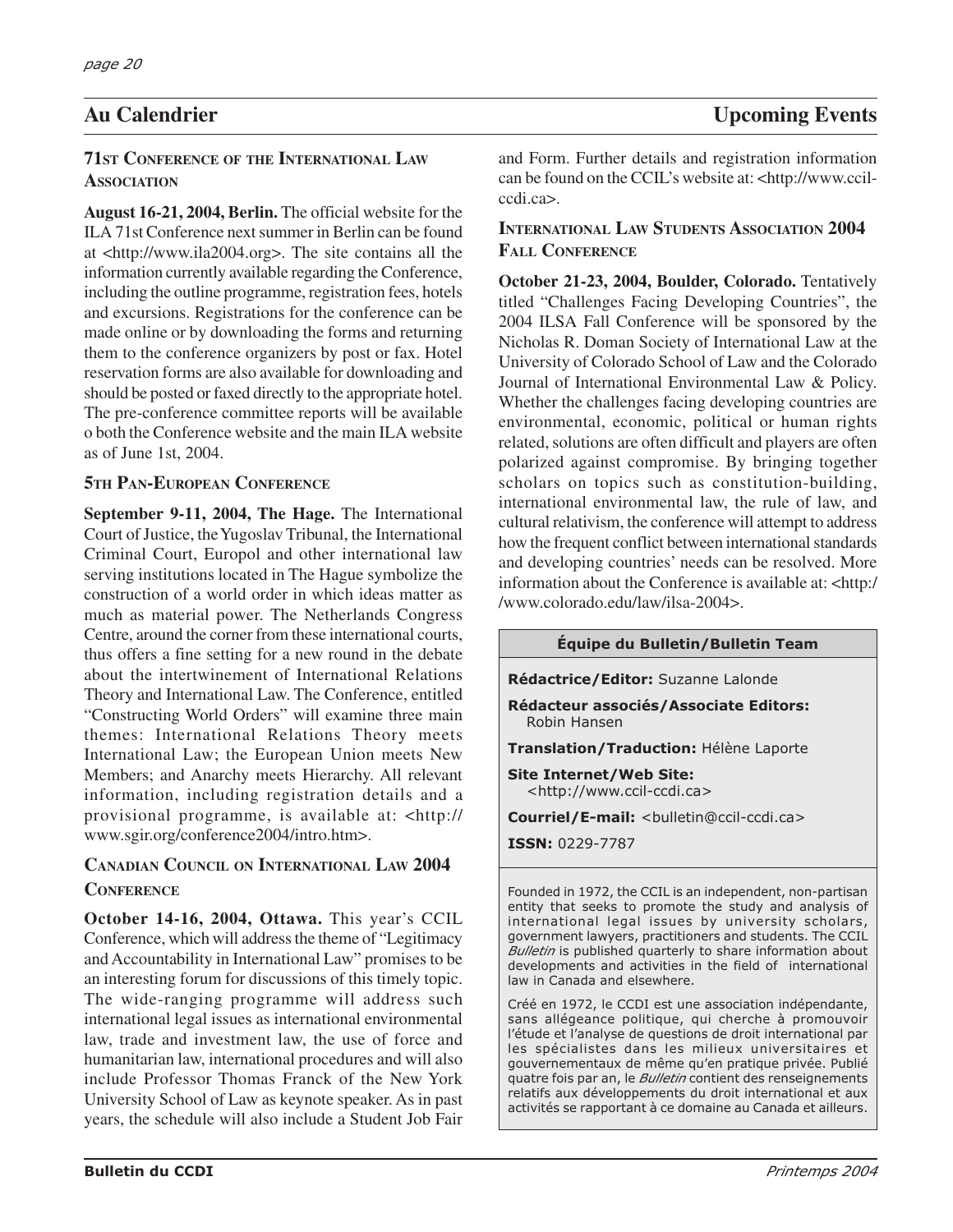## Au Calendrier — Upcoming Events

### 71st Conference of the International Law Association

**August 16-21, 2004, Berlin.** The official website for the ILA 71st Conference next summer in Berlin can be found at <http://www.ila2004.org>. The site contains all the information currently available regarding the Conference, including the outline programme, registration fees, hotels and excursions. Registrations for the conference can be made online or by downloading the forms and returning them to the conference organizers by post or fax. Hotel reservation forms are also available for downloading and should be posted or faxed directly to the appropriate hotel. The pre-conference committee reports will be available o both the Conference website and the main ILA website as of June 1st, 2004.

### 5th Pan-European Conference

**September 9-11, 2004, The Hage.** The International Court of Justice, the Yugoslav Tribunal, the International Criminal Court, Europol and other international law serving institutions located in The Hague symbolize the construction of a world order in which ideas matter as much as material power. The Netherlands Congress Centre, around the corner from these international courts, thus offers a fine setting for a new round in the debate about the intertwinement of International Relations Theory and International Law. The Conference, entitled "Constructing World Orders" will examine three main themes: International Relations Theory meets International Law; the European Union meets New Members; and Anarchy meets Hierarchy. All relevant information, including registration details and a provisional programme, is available at: <http://www.sgir.org/conference2004/intro.htm>.

### Canadian Council on International Law 2004 Conference

**October 14-16, 2004, Ottawa.** This year's CCIL Conference, which will address the theme of "Legitimacy and Accountability in International Law" promises to be an interesting forum for discussions of this timely topic. The wide-ranging programme will address such international legal issues as international environmental law, trade and investment law, the use of force and humanitarian law, international procedures and will also include Professor Thomas Franck of the New York University School of Law as keynote speaker. As in past years, the schedule will also include a Student Job Fair and Form. Further details and registration information can be found on the CCIL's website at: <http://www.ccil-ccdi.ca>.

### International Law Students Association 2004 Fall Conference

**October 21-23, 2004, Boulder, Colorado.** Tentatively titled "Challenges Facing Developing Countries", the 2004 ILSA Fall Conference will be sponsored by the Nicholas R. Doman Society of International Law at the University of Colorado School of Law and the Colorado Journal of International Environmental Law & Policy. Whether the challenges facing developing countries are environmental, economic, political or human rights related, solutions are often difficult and players are often polarized against compromise. By bringing together scholars on topics such as constitution-building, international environmental law, the rule of law, and cultural relativism, the conference will attempt to address how the frequent conflict between international standards and developing countries' needs can be resolved. More information about the Conference is available at: <http://www.colorado.edu/law/ilsa-2004>.

---

**Équipe du Bulletin/Bulletin Team**

**Rédactrice/Editor:** Suzanne Lalonde

**Rédacteur associés/Associate Editors:** Robin Hansen

**Translation/Traduction:** Hélène Laporte

**Site Internet/Web Site:** <http://www.ccil-ccdi.ca>

**Courriel/E-mail:** <bulletin@ccil-ccdi.ca>

**ISSN:** 0229-7787

Founded in 1972, the CCIL is an independent, non-partisan entity that seeks to promote the study and analysis of international legal issues by university scholars, government lawyers, practitioners and students. The CCIL *Bulletin* is published quarterly to share information about developments and activities in the field of international law in Canada and elsewhere.

Créé en 1972, le CCDI est une association indépendante, sans allégeance politique, qui cherche à promouvoir l'étude et l'analyse de questions de droit international par les spécialistes dans les milieux universitaires et gouvernementaux de même qu'en pratique privée. Publié quatre fois par an, le *Bulletin* contient des renseignements relatifs aux développements du droit international et aux activités se rapportant à ce domaine au Canada et ailleurs.